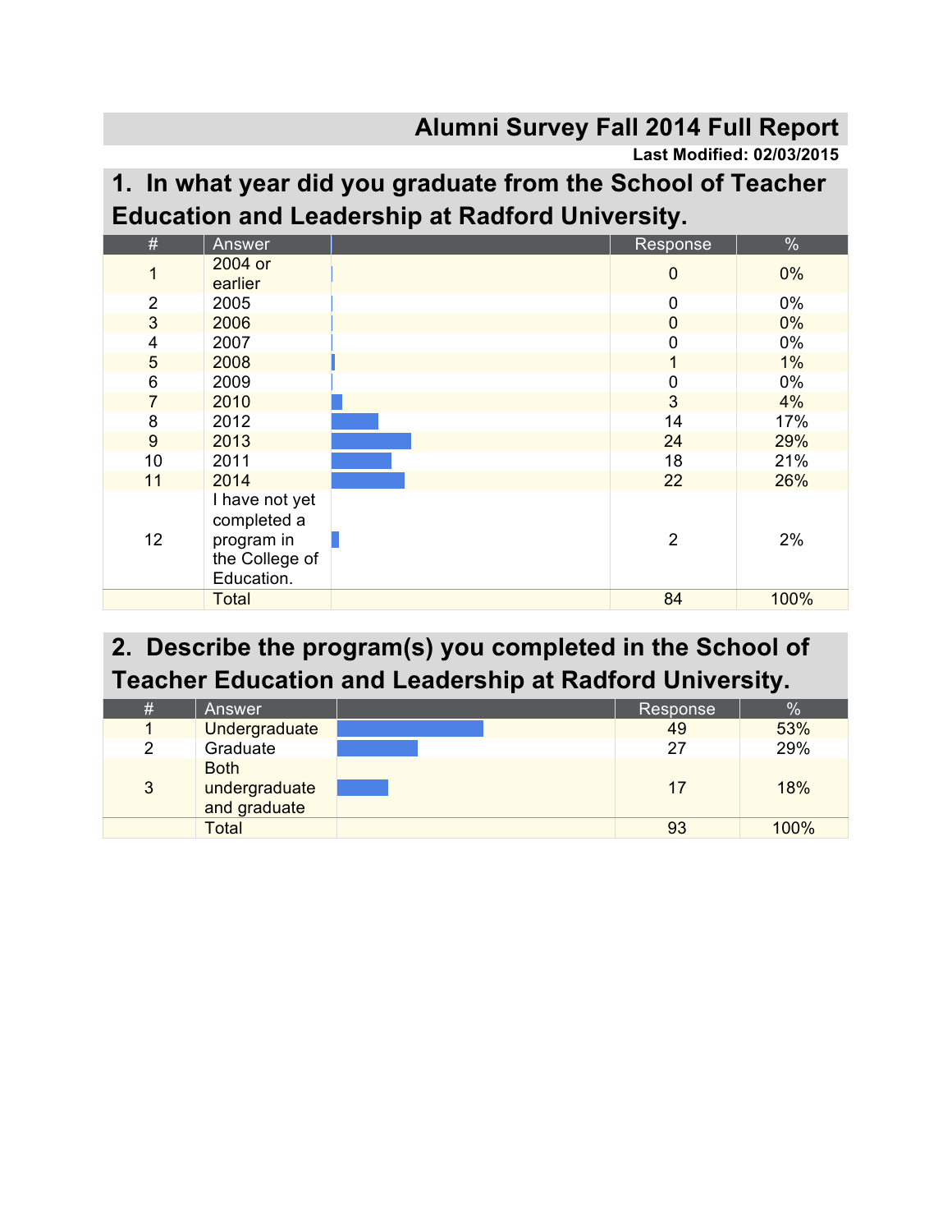# Alumni Survey Fall 2014 Full Report

**Last Modified: 02/03/2015**

## 1. In what year did you graduate from the School of Teacher Education and Leadership at Radford University.

| # | Answer | | Response | % |
|---|---|---|---|---|
| 1 | 2004 or earlier | | 0 | 0% |
| 2 | 2005 | | 0 | 0% |
| 3 | 2006 | | 0 | 0% |
| 4 | 2007 | | 0 | 0% |
| 5 | 2008 | | 1 | 1% |
| 6 | 2009 | | 0 | 0% |
| 7 | 2010 | | 3 | 4% |
| 8 | 2012 | | 14 | 17% |
| 9 | 2013 | | 24 | 29% |
| 10 | 2011 | | 18 | 21% |
| 11 | 2014 | | 22 | 26% |
| 12 | I have not yet completed a program in the College of Education. | | 2 | 2% |
| | Total | | 84 | 100% |

## 2. Describe the program(s) you completed in the School of Teacher Education and Leadership at Radford University.

| # | Answer | | Response | % |
|---|---|---|---|---|
| 1 | Undergraduate | | 49 | 53% |
| 2 | Graduate | | 27 | 29% |
| 3 | Both undergraduate and graduate | | 17 | 18% |
| | Total | | 93 | 100% |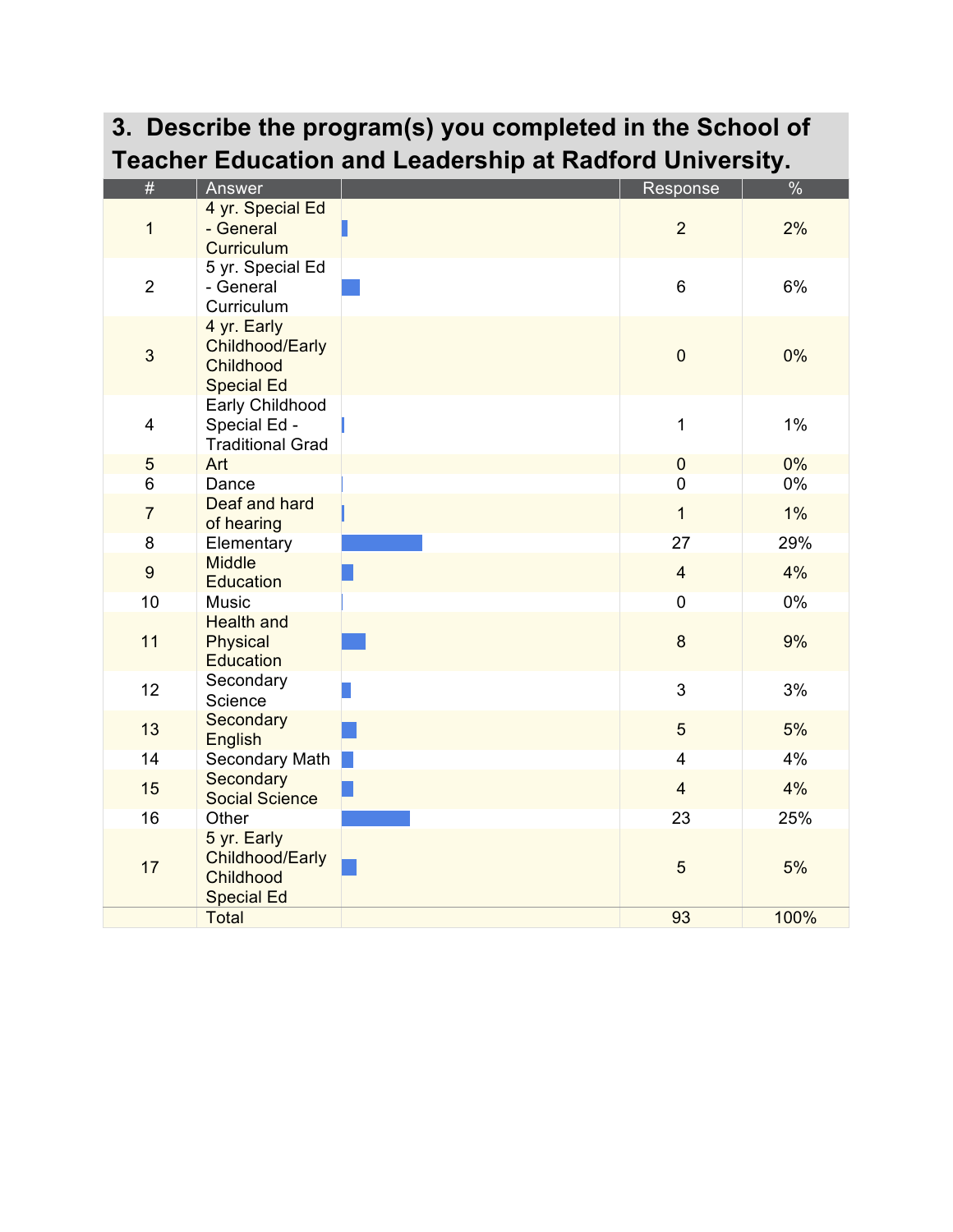## 3. Describe the program(s) you completed in the School of Teacher Education and Leadership at Radford University.

| # | Answer | | Response | % |
|---|---|---|---|---|
| 1 | 4 yr. Special Ed - General Curriculum | | 2 | 2% |
| 2 | 5 yr. Special Ed - General Curriculum | | 6 | 6% |
| 3 | 4 yr. Early Childhood/Early Childhood Special Ed | | 0 | 0% |
| 4 | Early Childhood Special Ed - Traditional Grad | | 1 | 1% |
| 5 | Art | | 0 | 0% |
| 6 | Dance | | 0 | 0% |
| 7 | Deaf and hard of hearing | | 1 | 1% |
| 8 | Elementary | | 27 | 29% |
| 9 | Middle Education | | 4 | 4% |
| 10 | Music | | 0 | 0% |
| 11 | Health and Physical Education | | 8 | 9% |
| 12 | Secondary Science | | 3 | 3% |
| 13 | Secondary English | | 5 | 5% |
| 14 | Secondary Math | | 4 | 4% |
| 15 | Secondary Social Science | | 4 | 4% |
| 16 | Other | | 23 | 25% |
| 17 | 5 yr. Early Childhood/Early Childhood Special Ed | | 5 | 5% |
| | Total | | 93 | 100% |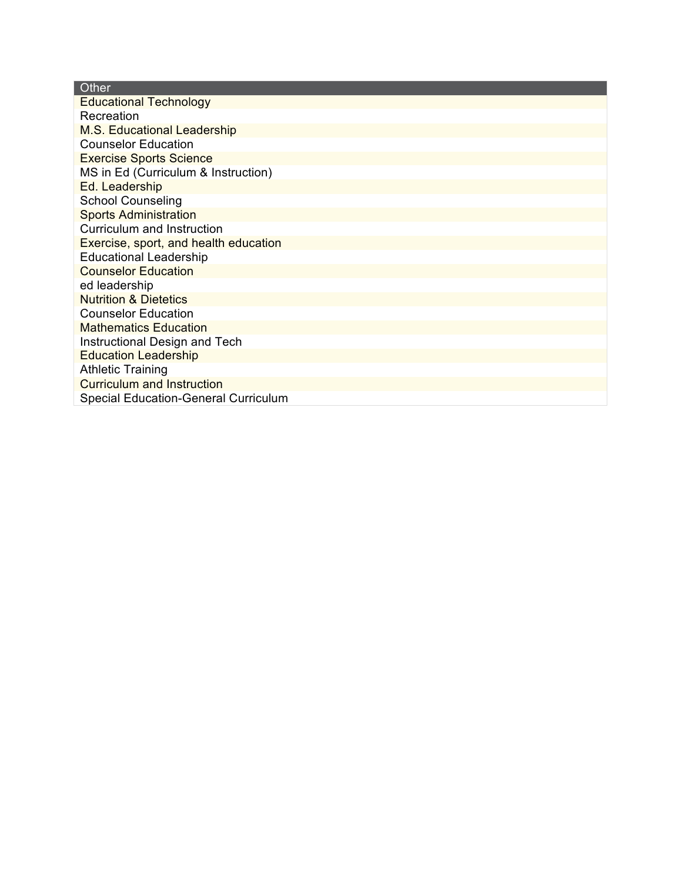| Other |
|---|
| Educational Technology |
| Recreation |
| M.S. Educational Leadership |
| Counselor Education |
| Exercise Sports Science |
| MS in Ed (Curriculum & Instruction) |
| Ed. Leadership |
| School Counseling |
| Sports Administration |
| Curriculum and Instruction |
| Exercise, sport, and health education |
| Educational Leadership |
| Counselor Education |
| ed leadership |
| Nutrition & Dietetics |
| Counselor Education |
| Mathematics Education |
| Instructional Design and Tech |
| Education Leadership |
| Athletic Training |
| Curriculum and Instruction |
| Special Education-General Curriculum |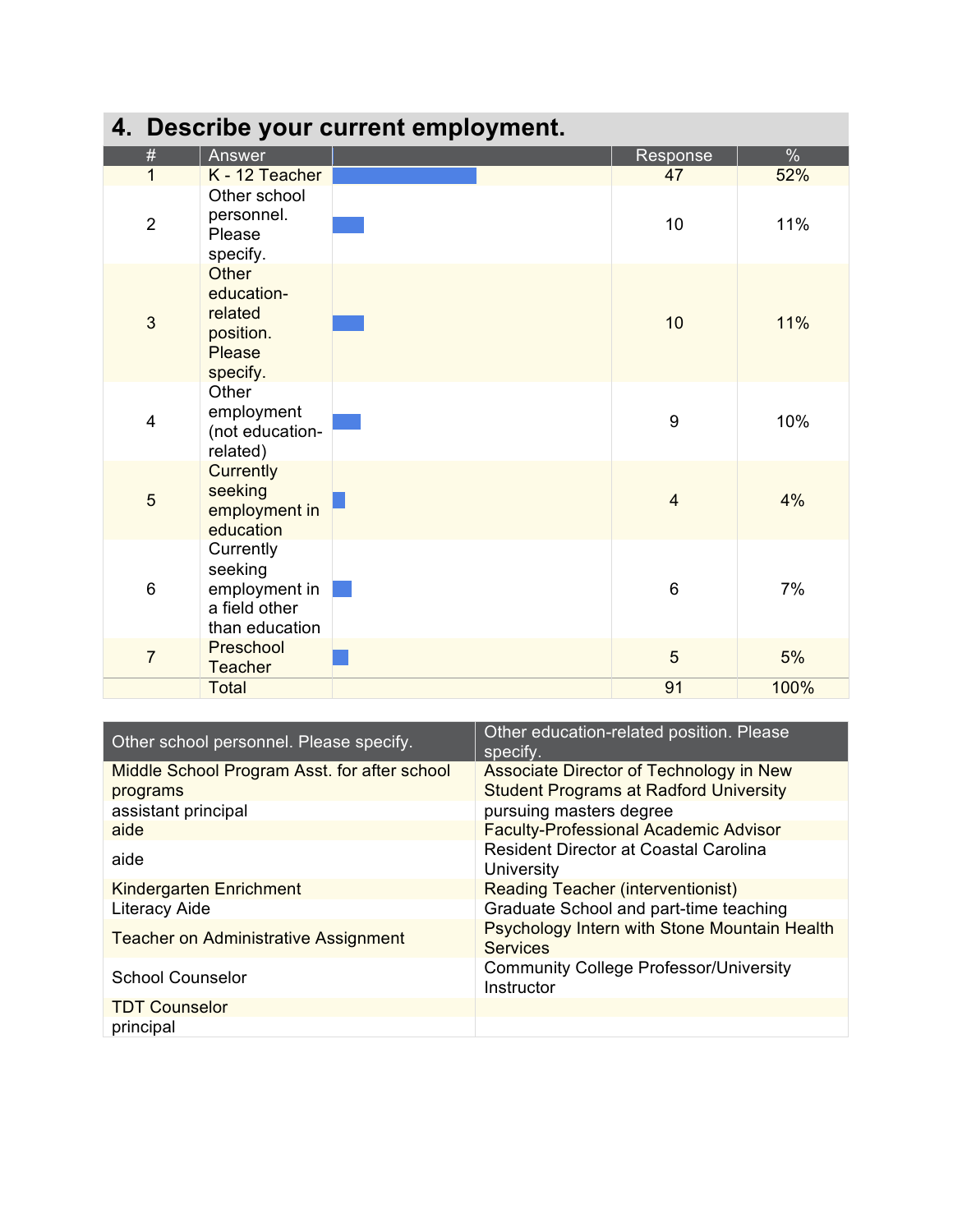## 4. Describe your current employment.

| # | Answer | | Response | % |
|---|---|---|---|---|
| 1 | K - 12 Teacher | | 47 | 52% |
| 2 | Other school personnel. Please specify. | | 10 | 11% |
| 3 | Other education-related position. Please specify. | | 10 | 11% |
| 4 | Other employment (not education-related) | | 9 | 10% |
| 5 | Currently seeking employment in education | | 4 | 4% |
| 6 | Currently seeking employment in a field other than education | | 6 | 7% |
| 7 | Preschool Teacher | | 5 | 5% |
| | Total | | 91 | 100% |

| Other school personnel. Please specify. | Other education-related position. Please specify. |
|---|---|
| Middle School Program Asst. for after school programs | Associate Director of Technology in New Student Programs at Radford University |
| assistant principal | pursuing masters degree |
| aide | Faculty-Professional Academic Advisor |
| aide | Resident Director at Coastal Carolina University |
| Kindergarten Enrichment | Reading Teacher (interventionist) |
| Literacy Aide | Graduate School and part-time teaching |
| Teacher on Administrative Assignment | Psychology Intern with Stone Mountain Health Services |
| School Counselor | Community College Professor/University Instructor |
| TDT Counselor | |
| principal | |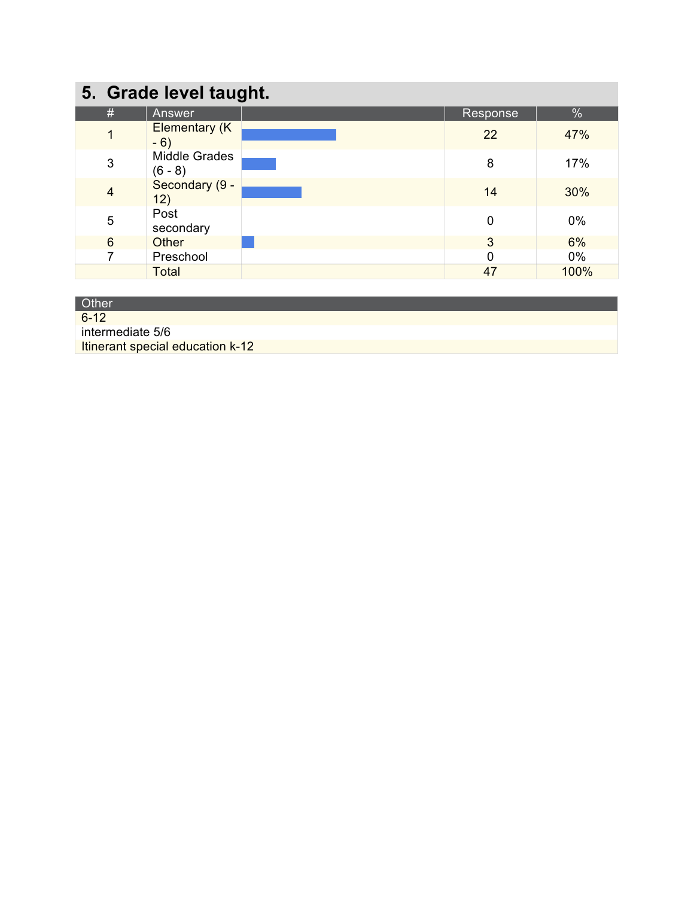## 5. Grade level taught.

| # | Answer | | Response | % |
|---|---|---|---|---|
| 1 | Elementary (K - 6) | | 22 | 47% |
| 3 | Middle Grades (6 - 8) | | 8 | 17% |
| 4 | Secondary (9 - 12) | | 14 | 30% |
| 5 | Post secondary | | 0 | 0% |
| 6 | Other | | 3 | 6% |
| 7 | Preschool | | 0 | 0% |
| | Total | | 47 | 100% |

| Other |
|---|
| 6-12 |
| intermediate 5/6 |
| Itinerant special education k-12 |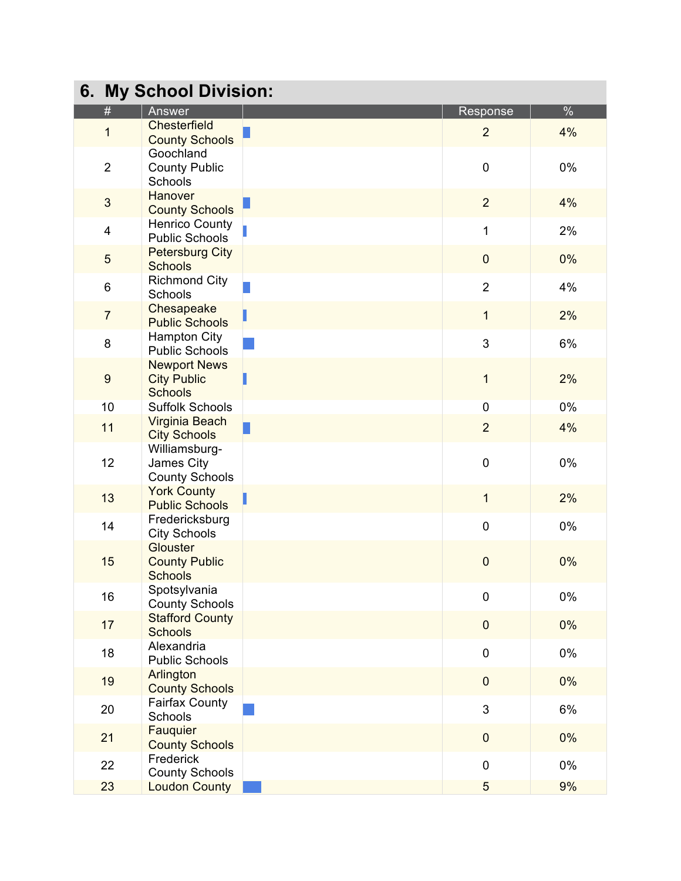## 6. My School Division:

| # | Answer | | Response | % |
|---|---|---|---|---|
| 1 | Chesterfield County Schools | | 2 | 4% |
| 2 | Goochland County Public Schools | | 0 | 0% |
| 3 | Hanover County Schools | | 2 | 4% |
| 4 | Henrico County Public Schools | | 1 | 2% |
| 5 | Petersburg City Schools | | 0 | 0% |
| 6 | Richmond City Schools | | 2 | 4% |
| 7 | Chesapeake Public Schools | | 1 | 2% |
| 8 | Hampton City Public Schools | | 3 | 6% |
| 9 | Newport News City Public Schools | | 1 | 2% |
| 10 | Suffolk Schools | | 0 | 0% |
| 11 | Virginia Beach City Schools | | 2 | 4% |
| 12 | Williamsburg-James City County Schools | | 0 | 0% |
| 13 | York County Public Schools | | 1 | 2% |
| 14 | Fredericksburg City Schools | | 0 | 0% |
| 15 | Glouster County Public Schools | | 0 | 0% |
| 16 | Spotsylvania County Schools | | 0 | 0% |
| 17 | Stafford County Schools | | 0 | 0% |
| 18 | Alexandria Public Schools | | 0 | 0% |
| 19 | Arlington County Schools | | 0 | 0% |
| 20 | Fairfax County Schools | | 3 | 6% |
| 21 | Fauquier County Schools | | 0 | 0% |
| 22 | Frederick County Schools | | 0 | 0% |
| 23 | Loudon County | | 5 | 9% |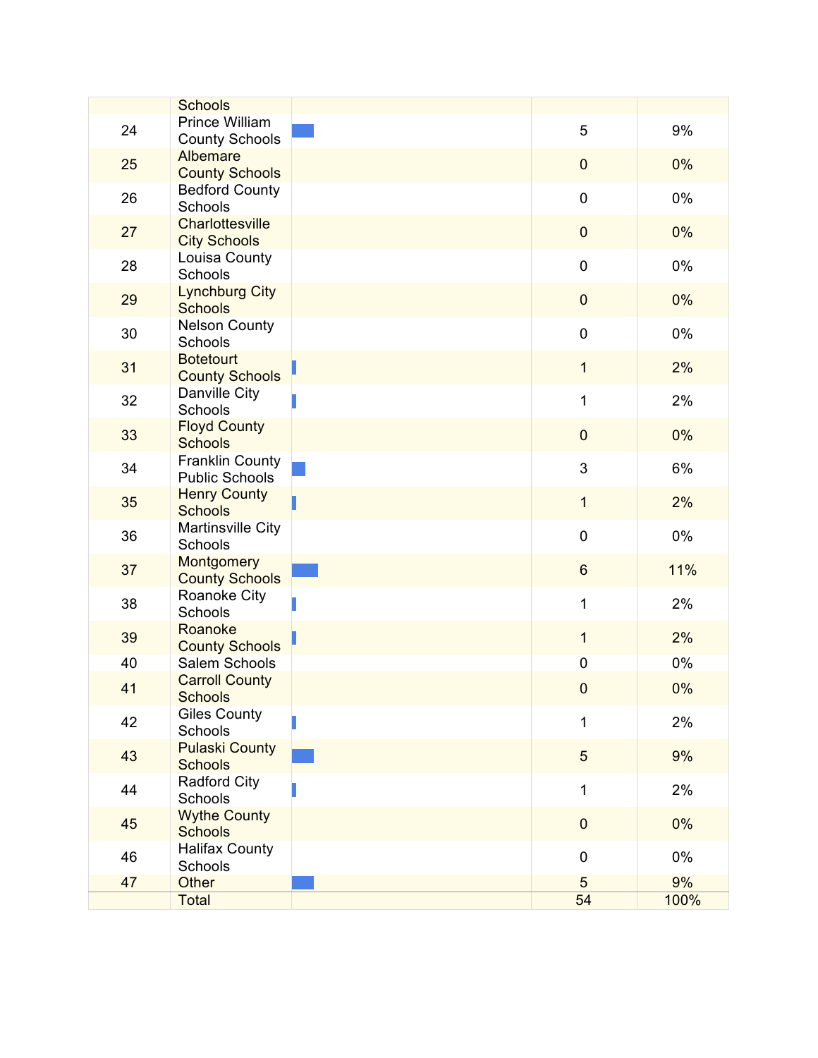| | | | | |
|---|---|---|---|---|
| | Schools | | | |
| 24 | Prince William County Schools | | 5 | 9% |
| 25 | Albemare County Schools | | 0 | 0% |
| 26 | Bedford County Schools | | 0 | 0% |
| 27 | Charlottesville City Schools | | 0 | 0% |
| 28 | Louisa County Schools | | 0 | 0% |
| 29 | Lynchburg City Schools | | 0 | 0% |
| 30 | Nelson County Schools | | 0 | 0% |
| 31 | Botetourt County Schools | | 1 | 2% |
| 32 | Danville City Schools | | 1 | 2% |
| 33 | Floyd County Schools | | 0 | 0% |
| 34 | Franklin County Public Schools | | 3 | 6% |
| 35 | Henry County Schools | | 1 | 2% |
| 36 | Martinsville City Schools | | 0 | 0% |
| 37 | Montgomery County Schools | | 6 | 11% |
| 38 | Roanoke City Schools | | 1 | 2% |
| 39 | Roanoke County Schools | | 1 | 2% |
| 40 | Salem Schools | | 0 | 0% |
| 41 | Carroll County Schools | | 0 | 0% |
| 42 | Giles County Schools | | 1 | 2% |
| 43 | Pulaski County Schools | | 5 | 9% |
| 44 | Radford City Schools | | 1 | 2% |
| 45 | Wythe County Schools | | 0 | 0% |
| 46 | Halifax County Schools | | 0 | 0% |
| 47 | Other | | 5 | 9% |
| | Total | | 54 | 100% |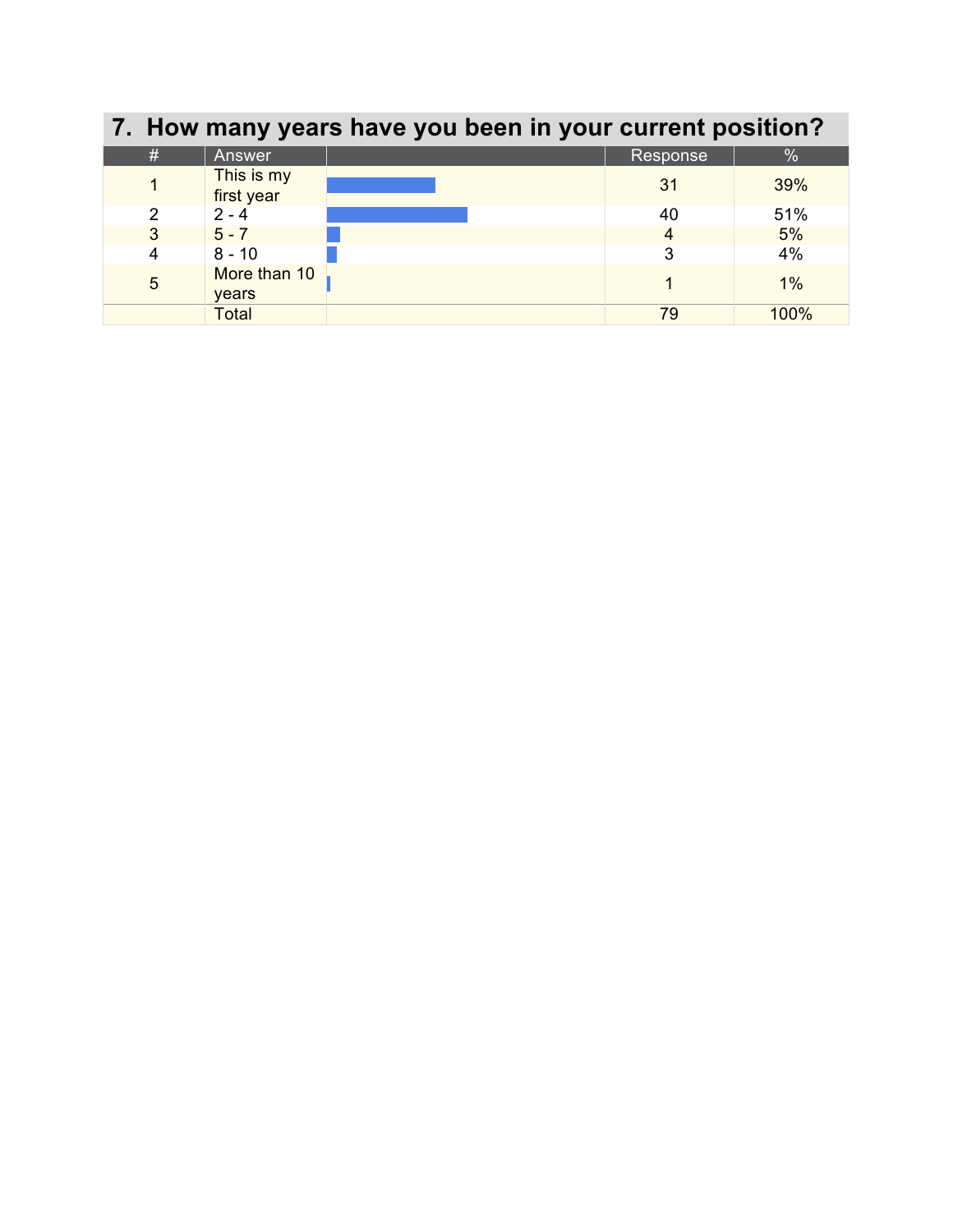## 7. How many years have you been in your current position?

| # | Answer | | Response | % |
|---|---|---|---|---|
| 1 | This is my first year | | 31 | 39% |
| 2 | 2 - 4 | | 40 | 51% |
| 3 | 5 - 7 | | 4 | 5% |
| 4 | 8 - 10 | | 3 | 4% |
| 5 | More than 10 years | | 1 | 1% |
| | Total | | 79 | 100% |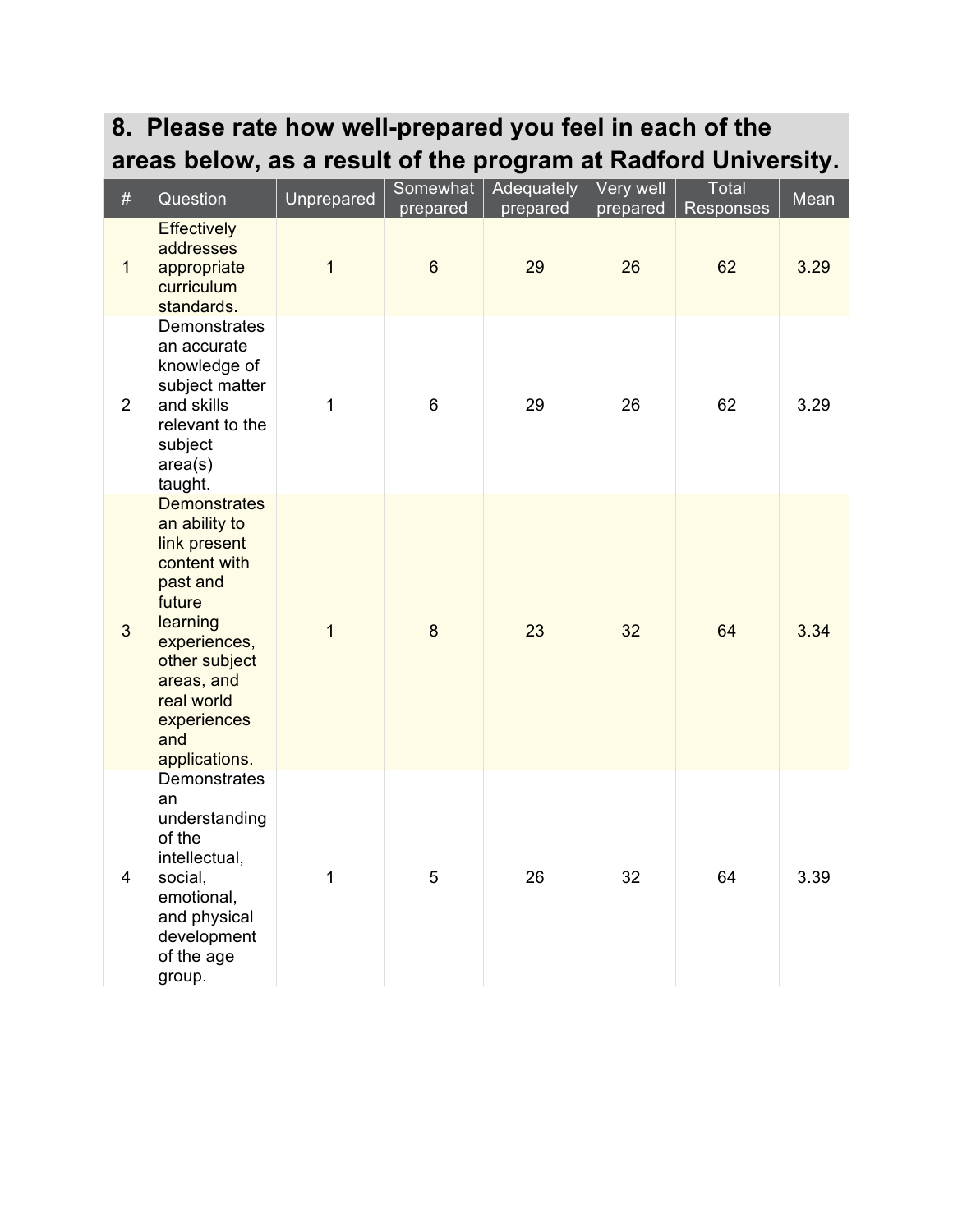## 8. Please rate how well-prepared you feel in each of the areas below, as a result of the program at Radford University.

| # | Question | Unprepared | Somewhat prepared | Adequately prepared | Very well prepared | Total Responses | Mean |
|---|---|---|---|---|---|---|---|
| 1 | Effectively addresses appropriate curriculum standards. | 1 | 6 | 29 | 26 | 62 | 3.29 |
| 2 | Demonstrates an accurate knowledge of subject matter and skills relevant to the subject area(s) taught. | 1 | 6 | 29 | 26 | 62 | 3.29 |
| 3 | Demonstrates an ability to link present content with past and future learning experiences, other subject areas, and real world experiences and applications. | 1 | 8 | 23 | 32 | 64 | 3.34 |
| 4 | Demonstrates an understanding of the intellectual, social, emotional, and physical development of the age group. | 1 | 5 | 26 | 32 | 64 | 3.39 |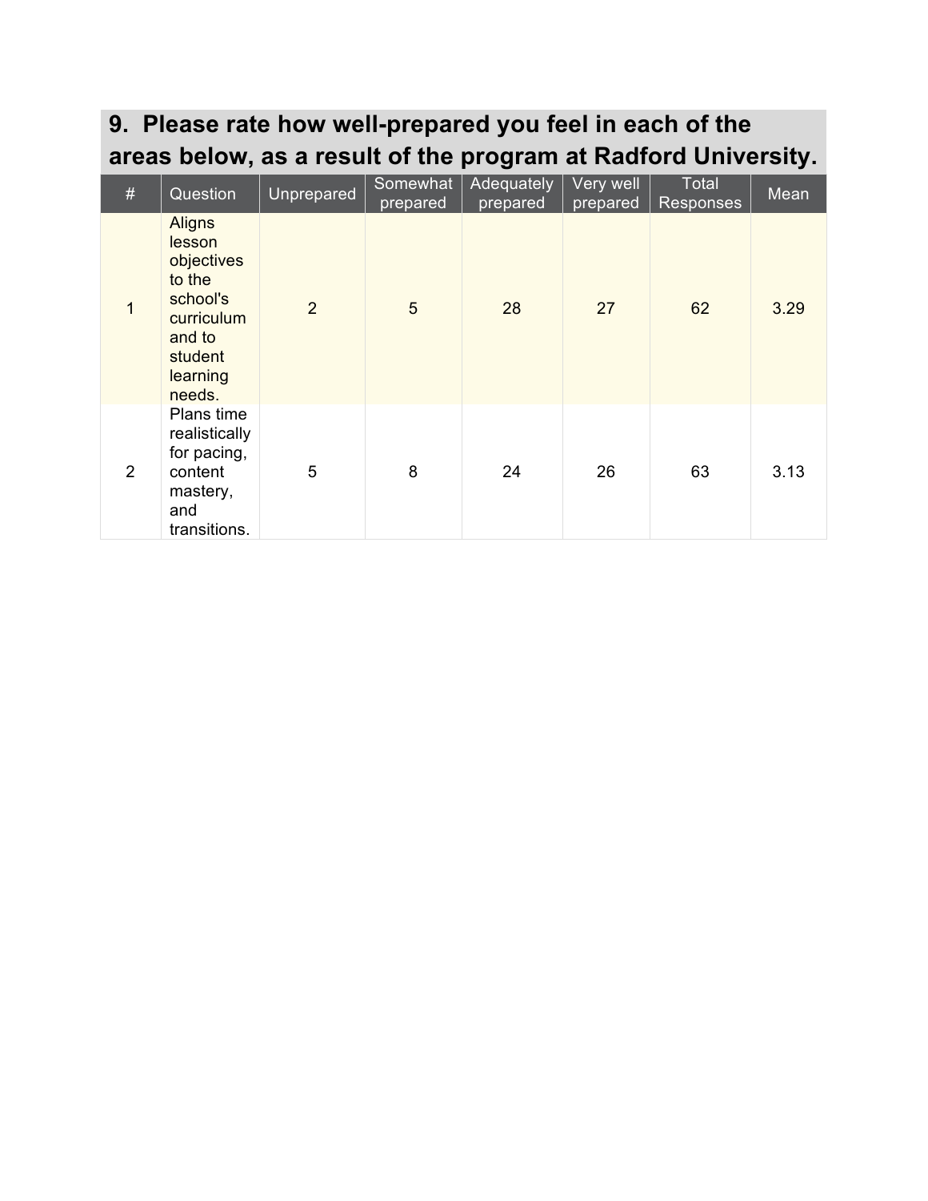## 9. Please rate how well-prepared you feel in each of the areas below, as a result of the program at Radford University.

| # | Question | Unprepared | Somewhat prepared | Adequately prepared | Very well prepared | Total Responses | Mean |
|---|---|---|---|---|---|---|---|
| 1 | Aligns lesson objectives to the school's curriculum and to student learning needs. | 2 | 5 | 28 | 27 | 62 | 3.29 |
| 2 | Plans time realistically for pacing, content mastery, and transitions. | 5 | 8 | 24 | 26 | 63 | 3.13 |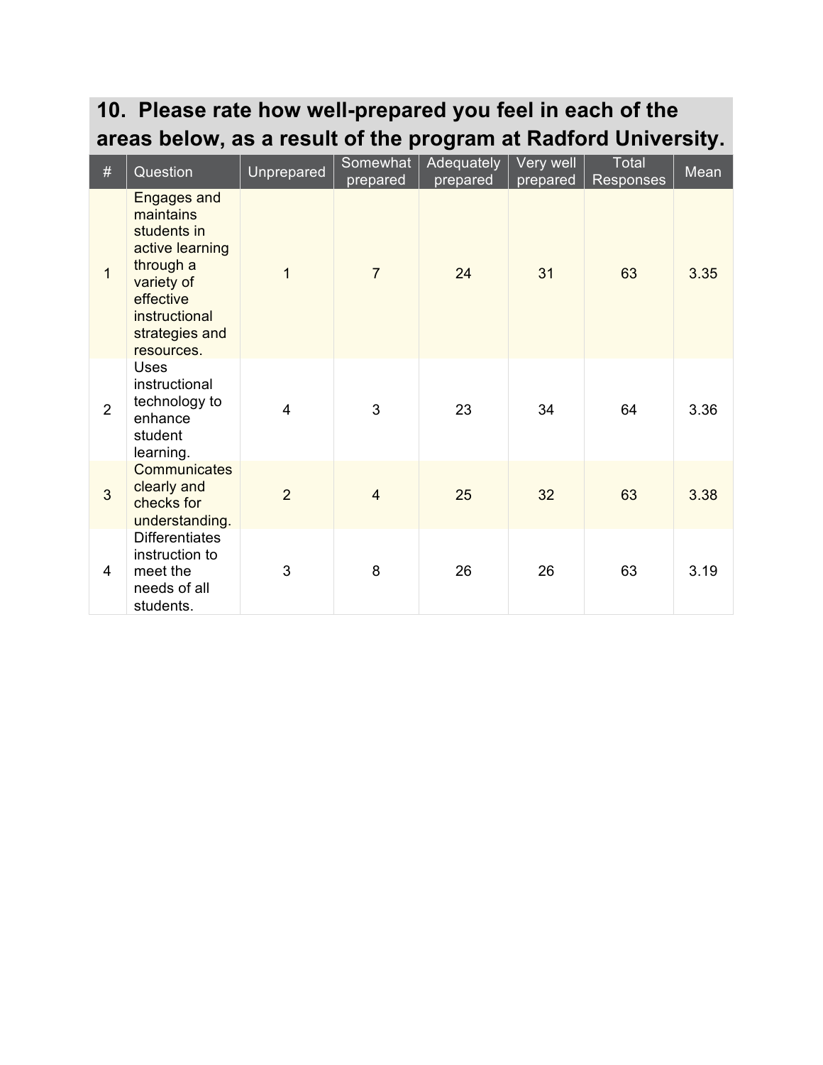## 10. Please rate how well-prepared you feel in each of the areas below, as a result of the program at Radford University.

| # | Question | Unprepared | Somewhat prepared | Adequately prepared | Very well prepared | Total Responses | Mean |
|---|---|---|---|---|---|---|---|
| 1 | Engages and maintains students in active learning through a variety of effective instructional strategies and resources. | 1 | 7 | 24 | 31 | 63 | 3.35 |
| 2 | Uses instructional technology to enhance student learning. | 4 | 3 | 23 | 34 | 64 | 3.36 |
| 3 | Communicates clearly and checks for understanding. | 2 | 4 | 25 | 32 | 63 | 3.38 |
| 4 | Differentiates instruction to meet the needs of all students. | 3 | 8 | 26 | 26 | 63 | 3.19 |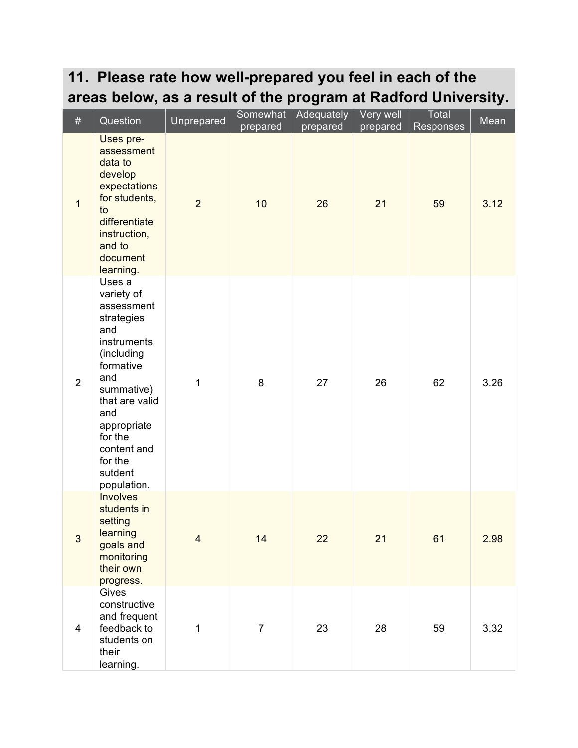## 11. Please rate how well-prepared you feel in each of the areas below, as a result of the program at Radford University.

| # | Question | Unprepared | Somewhat prepared | Adequately prepared | Very well prepared | Total Responses | Mean |
|---|---|---|---|---|---|---|---|
| 1 | Uses pre-assessment data to develop expectations for students, to differentiate instruction, and to document learning. | 2 | 10 | 26 | 21 | 59 | 3.12 |
| 2 | Uses a variety of assessment strategies and instruments (including formative and summative) that are valid and appropriate for the content and for the sutdent population. | 1 | 8 | 27 | 26 | 62 | 3.26 |
| 3 | Involves students in setting learning goals and monitoring their own progress. | 4 | 14 | 22 | 21 | 61 | 2.98 |
| 4 | Gives constructive and frequent feedback to students on their learning. | 1 | 7 | 23 | 28 | 59 | 3.32 |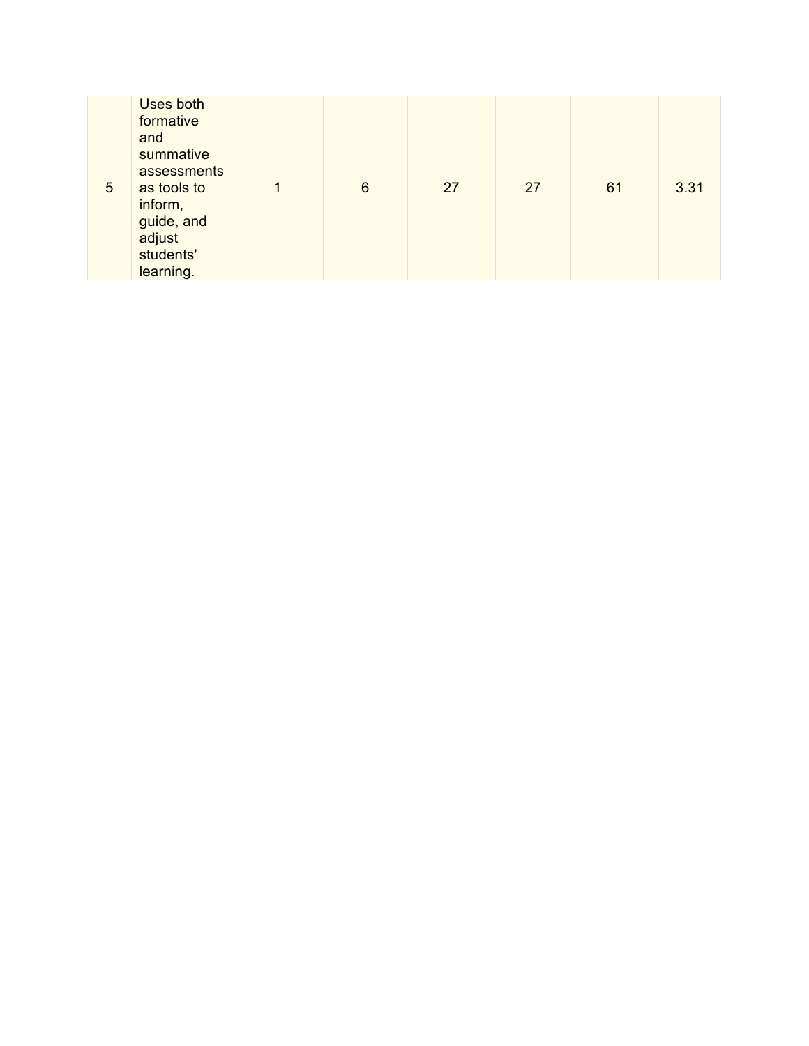| | | | | | | | |
|---|---|---|---|---|---|---|---|
| 5 | Uses both formative and summative assessments as tools to inform, guide, and adjust students' learning. | 1 | 6 | 27 | 27 | 61 | 3.31 |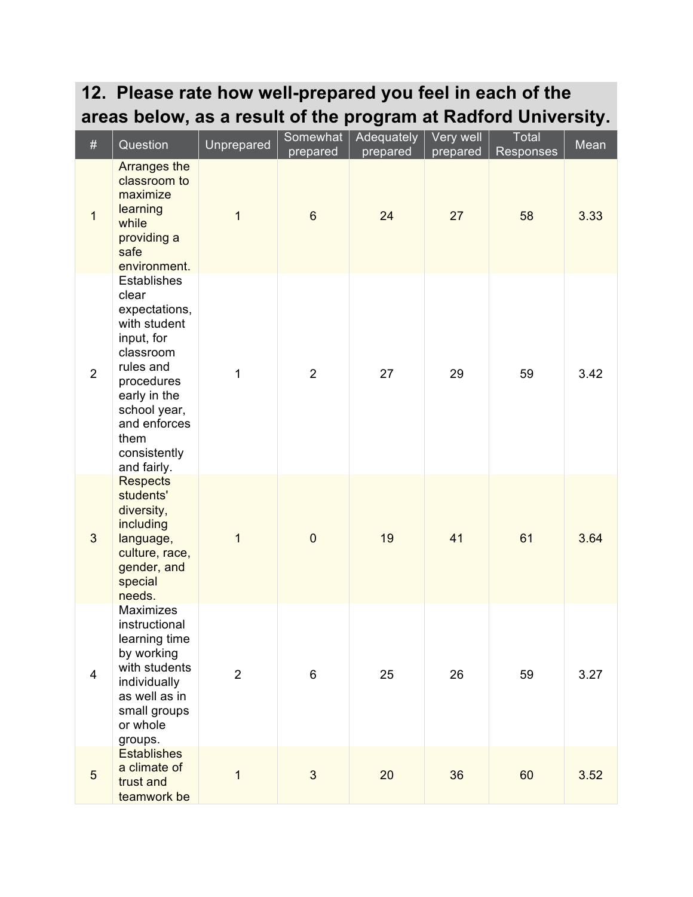## 12. Please rate how well-prepared you feel in each of the areas below, as a result of the program at Radford University.

| # | Question | Unprepared | Somewhat prepared | Adequately prepared | Very well prepared | Total Responses | Mean |
|---|---|---|---|---|---|---|---|
| 1 | Arranges the classroom to maximize learning while providing a safe environment. | 1 | 6 | 24 | 27 | 58 | 3.33 |
| 2 | Establishes clear expectations, with student input, for classroom rules and procedures early in the school year, and enforces them consistently and fairly. | 1 | 2 | 27 | 29 | 59 | 3.42 |
| 3 | Respects students' diversity, including language, culture, race, gender, and special needs. | 1 | 0 | 19 | 41 | 61 | 3.64 |
| 4 | Maximizes instructional learning time by working with students individually as well as in small groups or whole groups. | 2 | 6 | 25 | 26 | 59 | 3.27 |
| 5 | Establishes a climate of trust and teamwork be | 1 | 3 | 20 | 36 | 60 | 3.52 |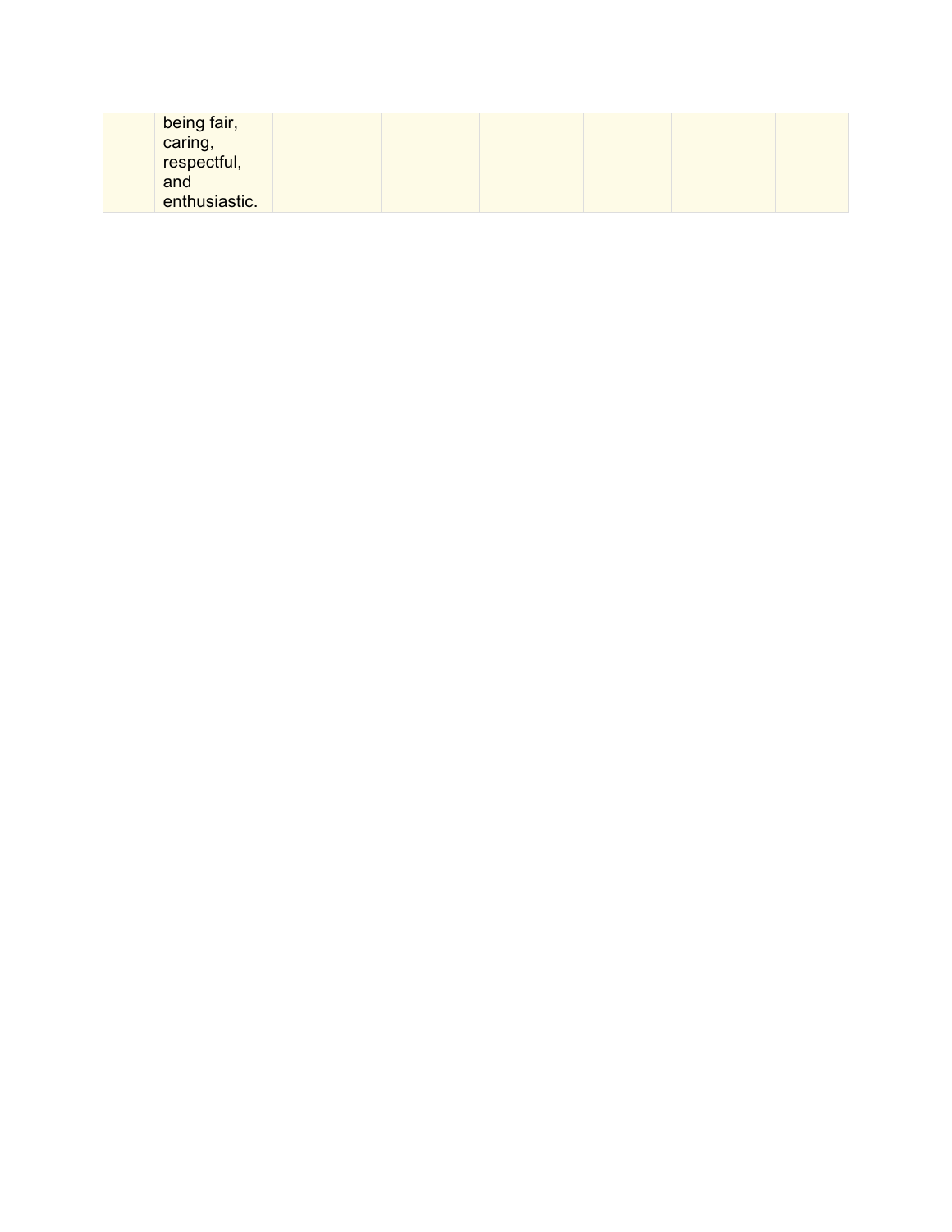| | | | | | | | |
|---|---|---|---|---|---|---|---|
| | being fair, caring, respectful, and enthusiastic. | | | | | | |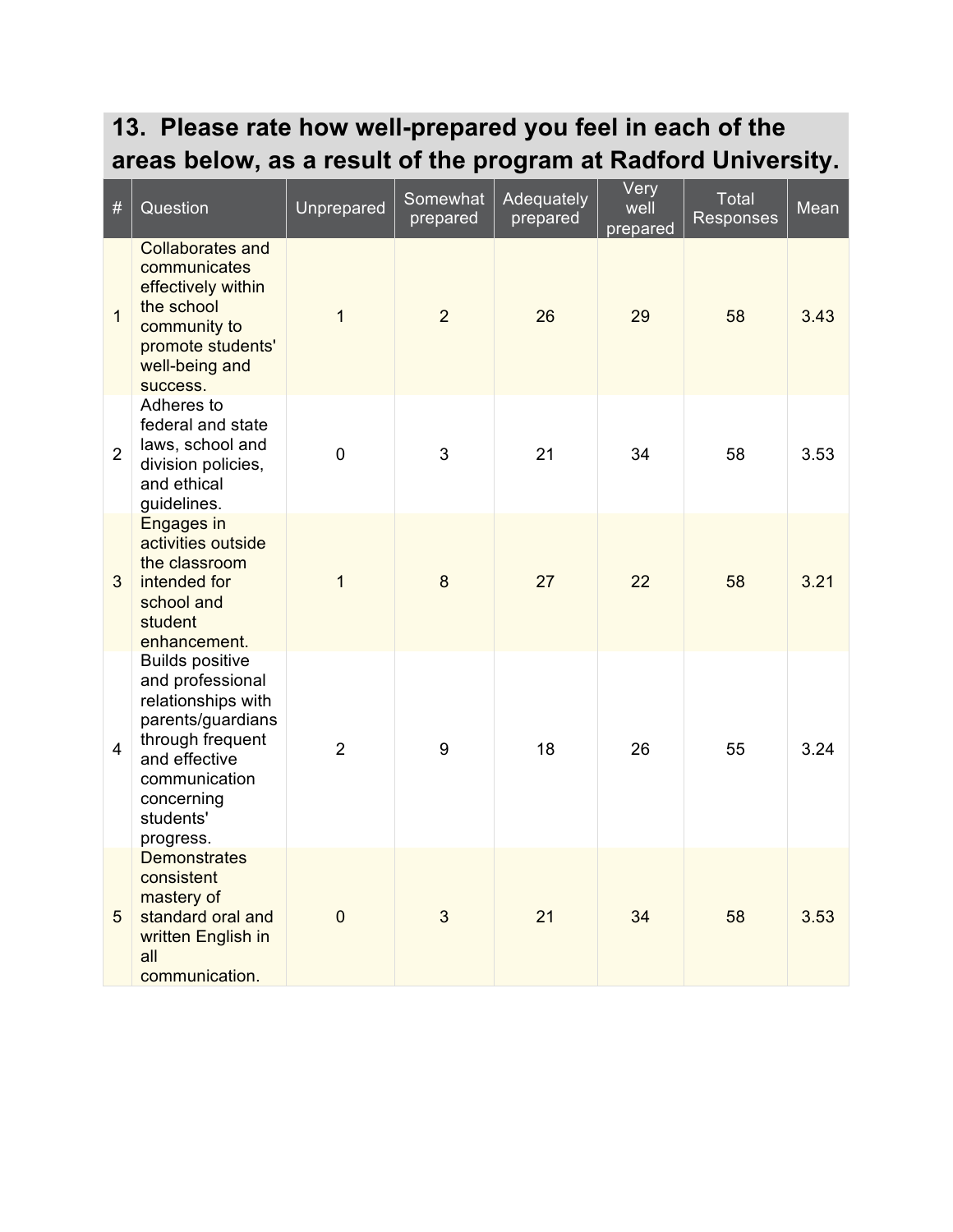## 13. Please rate how well-prepared you feel in each of the areas below, as a result of the program at Radford University.

| # | Question | Unprepared | Somewhat prepared | Adequately prepared | Very well prepared | Total Responses | Mean |
|---|---|---|---|---|---|---|---|
| 1 | Collaborates and communicates effectively within the school community to promote students' well-being and success. | 1 | 2 | 26 | 29 | 58 | 3.43 |
| 2 | Adheres to federal and state laws, school and division policies, and ethical guidelines. | 0 | 3 | 21 | 34 | 58 | 3.53 |
| 3 | Engages in activities outside the classroom intended for school and student enhancement. | 1 | 8 | 27 | 22 | 58 | 3.21 |
| 4 | Builds positive and professional relationships with parents/guardians through frequent and effective communication concerning students' progress. | 2 | 9 | 18 | 26 | 55 | 3.24 |
| 5 | Demonstrates consistent mastery of standard oral and written English in all communication. | 0 | 3 | 21 | 34 | 58 | 3.53 |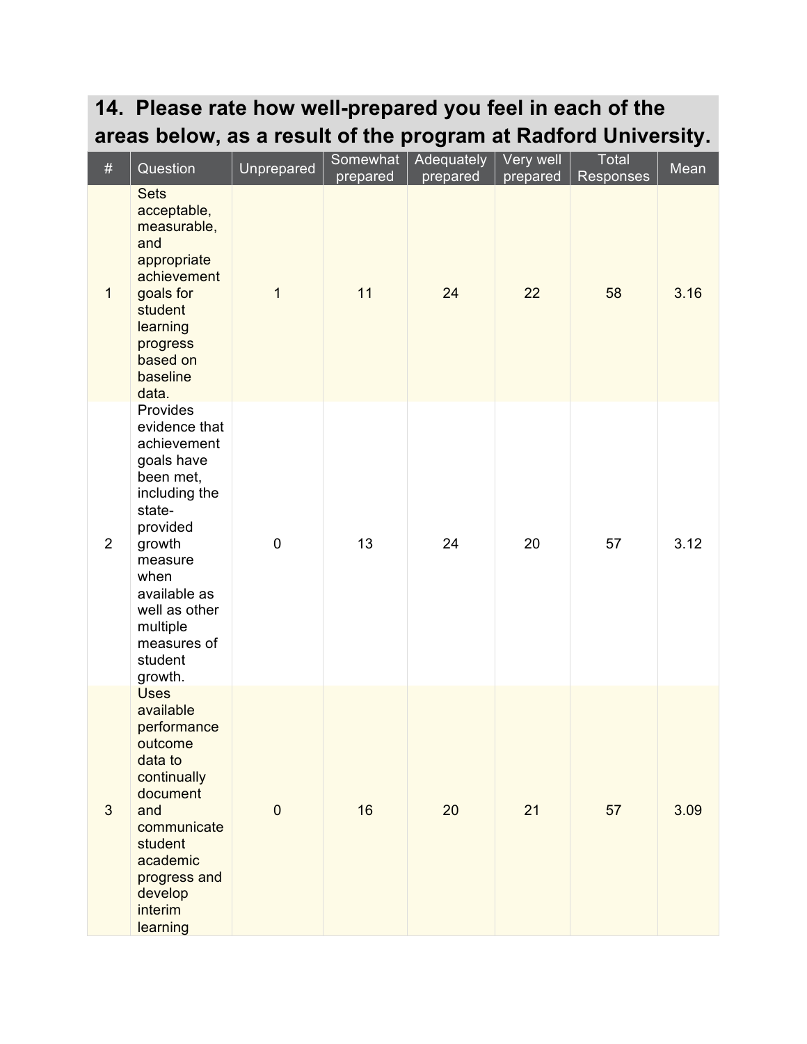## 14. Please rate how well-prepared you feel in each of the areas below, as a result of the program at Radford University.

| # | Question | Unprepared | Somewhat prepared | Adequately prepared | Very well prepared | Total Responses | Mean |
|---|---|---|---|---|---|---|---|
| 1 | Sets acceptable, measurable, and appropriate achievement goals for student learning progress based on baseline data. | 1 | 11 | 24 | 22 | 58 | 3.16 |
| 2 | Provides evidence that achievement goals have been met, including the state-provided growth measure when available as well as other multiple measures of student growth. | 0 | 13 | 24 | 20 | 57 | 3.12 |
| 3 | Uses available performance outcome data to continually document and communicate student academic progress and develop interim learning | 0 | 16 | 20 | 21 | 57 | 3.09 |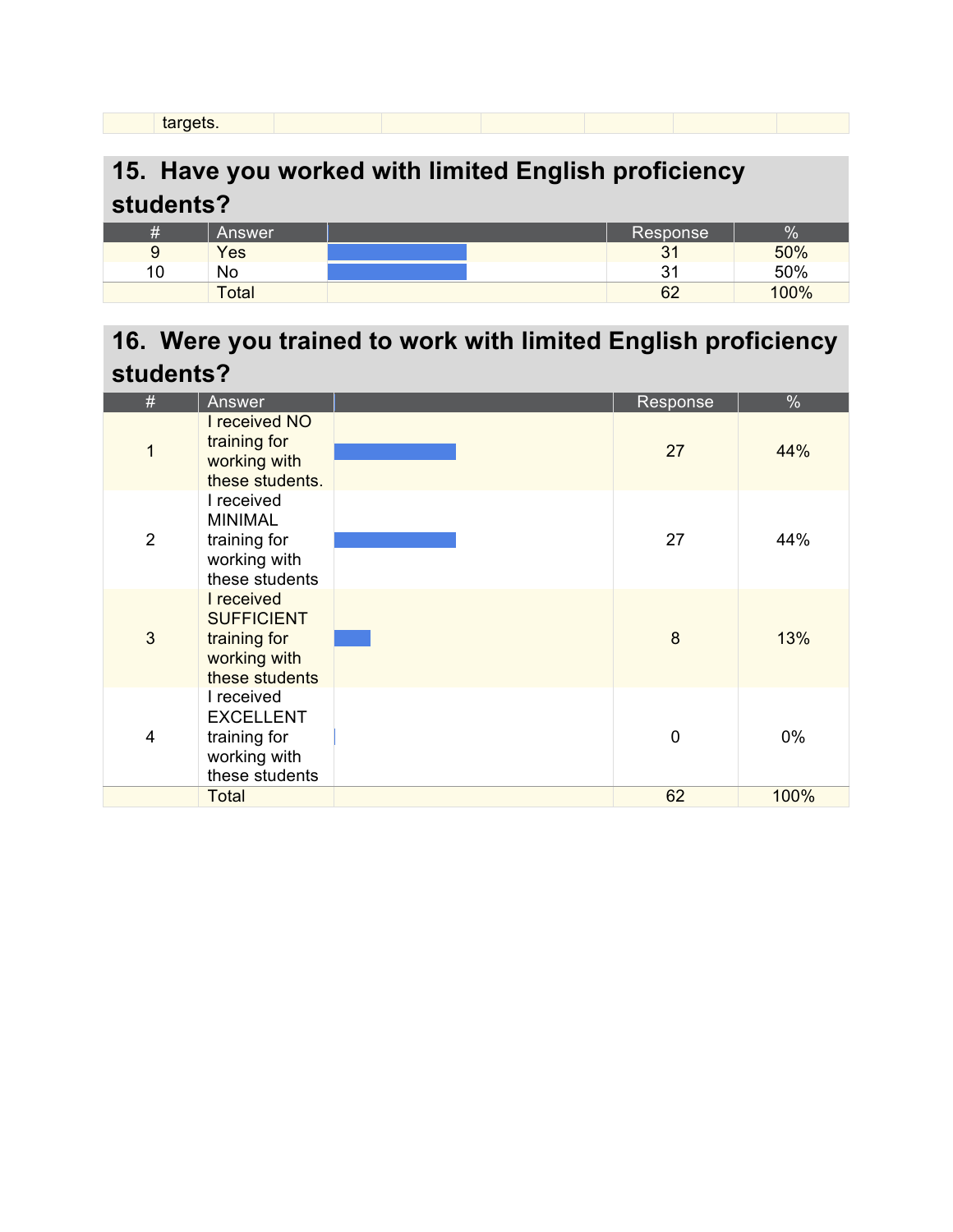| | | | | | | | |
|---|---|---|---|---|---|---|---|
| | targets. | | | | | | |

## 15. Have you worked with limited English proficiency students?

| # | Answer | | Response | % |
|---|---|---|---|---|
| 9 | Yes | | 31 | 50% |
| 10 | No | | 31 | 50% |
| | Total | | 62 | 100% |

## 16. Were you trained to work with limited English proficiency students?

| # | Answer | | Response | % |
|---|---|---|---|---|
| 1 | I received NO training for working with these students. | | 27 | 44% |
| 2 | I received MINIMAL training for working with these students | | 27 | 44% |
| 3 | I received SUFFICIENT training for working with these students | | 8 | 13% |
| 4 | I received EXCELLENT training for working with these students | | 0 | 0% |
| | Total | | 62 | 100% |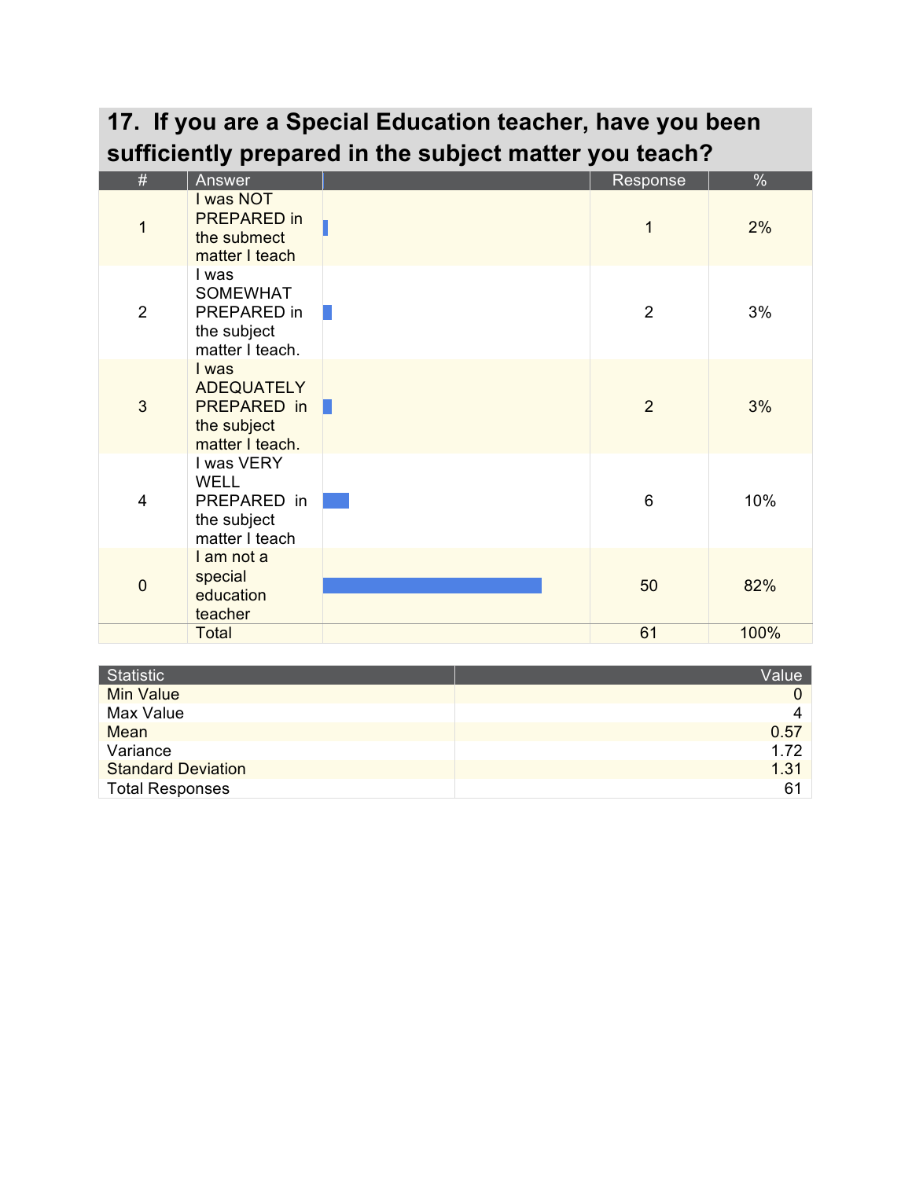## 17. If you are a Special Education teacher, have you been sufficiently prepared in the subject matter you teach?

| # | Answer | | Response | % |
|---|---|---|---|---|
| 1 | I was NOT PREPARED in the submect matter I teach | | 1 | 2% |
| 2 | I was SOMEWHAT PREPARED in the subject matter I teach. | | 2 | 3% |
| 3 | I was ADEQUATELY PREPARED in the subject matter I teach. | | 2 | 3% |
| 4 | I was VERY WELL PREPARED in the subject matter I teach | | 6 | 10% |
| 0 | I am not a special education teacher | | 50 | 82% |
| | Total | | 61 | 100% |

| Statistic | Value |
|---|---|
| Min Value | 0 |
| Max Value | 4 |
| Mean | 0.57 |
| Variance | 1.72 |
| Standard Deviation | 1.31 |
| Total Responses | 61 |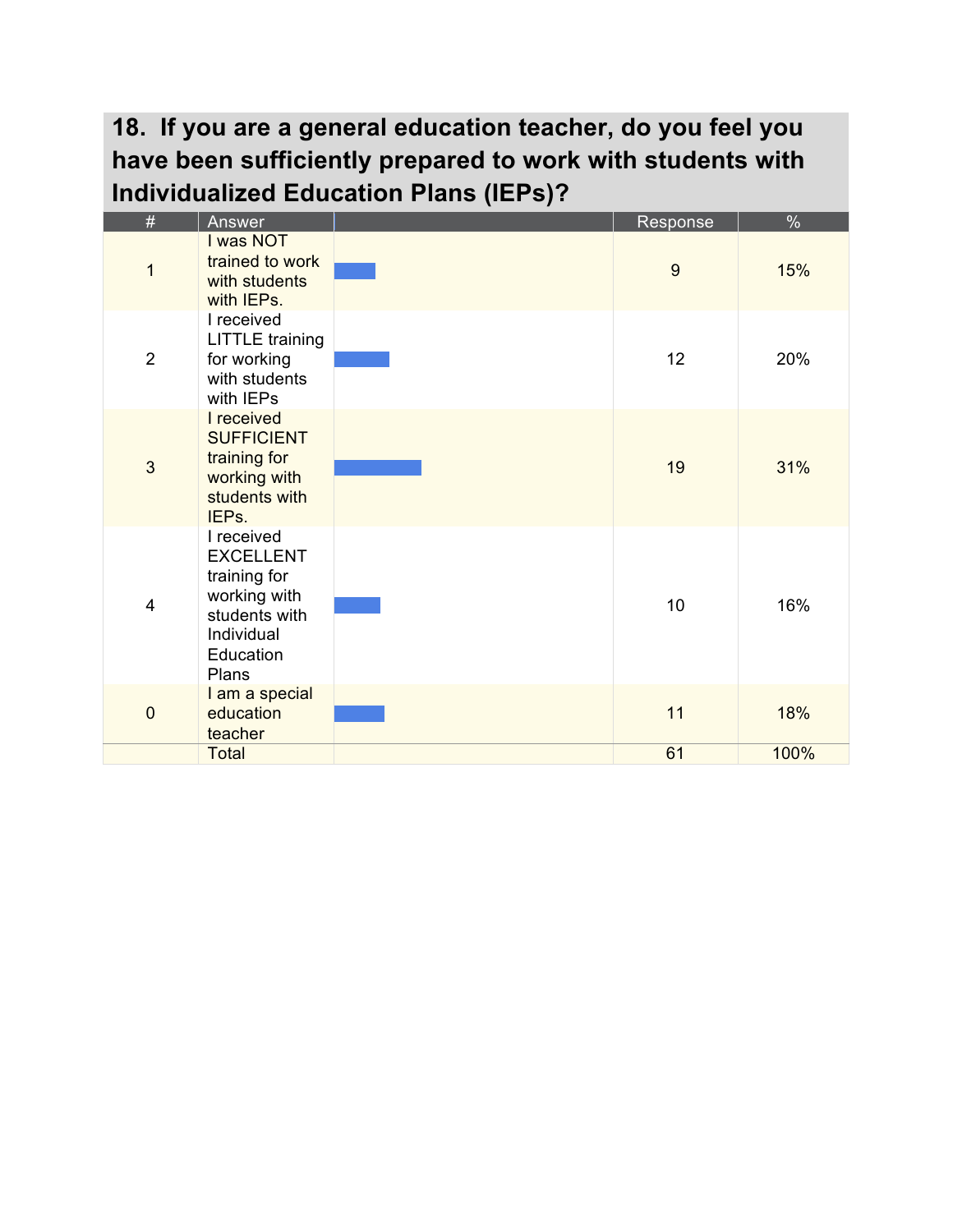## 18. If you are a general education teacher, do you feel you have been sufficiently prepared to work with students with Individualized Education Plans (IEPs)?

| # | Answer | | Response | % |
|---|---|---|---|---|
| 1 | I was NOT trained to work with students with IEPs. | | 9 | 15% |
| 2 | I received LITTLE training for working with students with IEPs | | 12 | 20% |
| 3 | I received SUFFICIENT training for working with students with IEPs. | | 19 | 31% |
| 4 | I received EXCELLENT training for working with students with Individual Education Plans | | 10 | 16% |
| 0 | I am a special education teacher | | 11 | 18% |
| | Total | | 61 | 100% |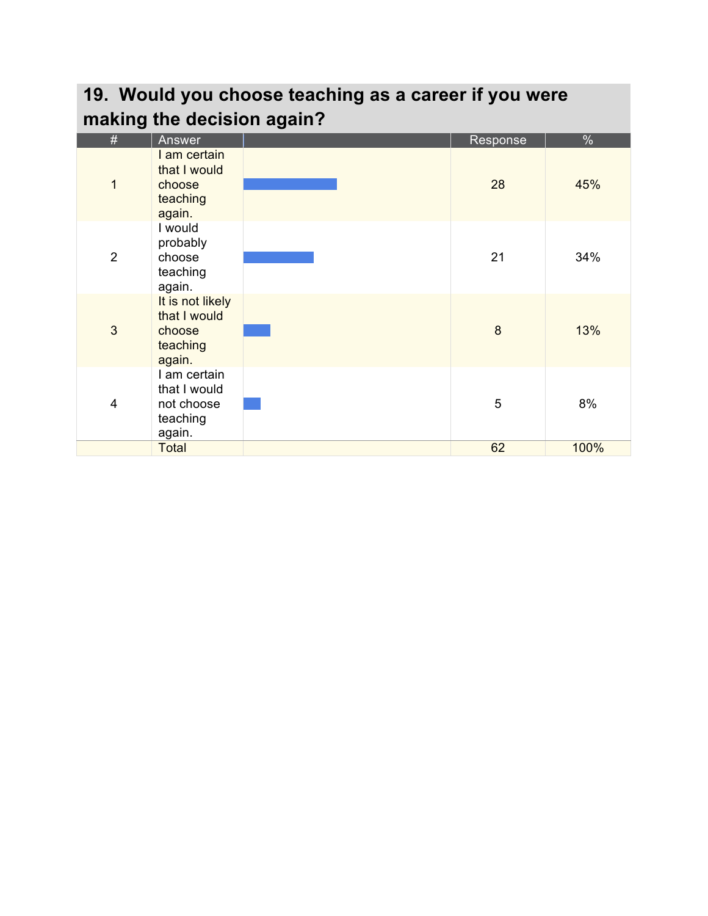## 19. Would you choose teaching as a career if you were making the decision again?

| # | Answer | | Response | % |
|---|---|---|---|---|
| 1 | I am certain that I would choose teaching again. | | 28 | 45% |
| 2 | I would probably choose teaching again. | | 21 | 34% |
| 3 | It is not likely that I would choose teaching again. | | 8 | 13% |
| 4 | I am certain that I would not choose teaching again. | | 5 | 8% |
| | Total | | 62 | 100% |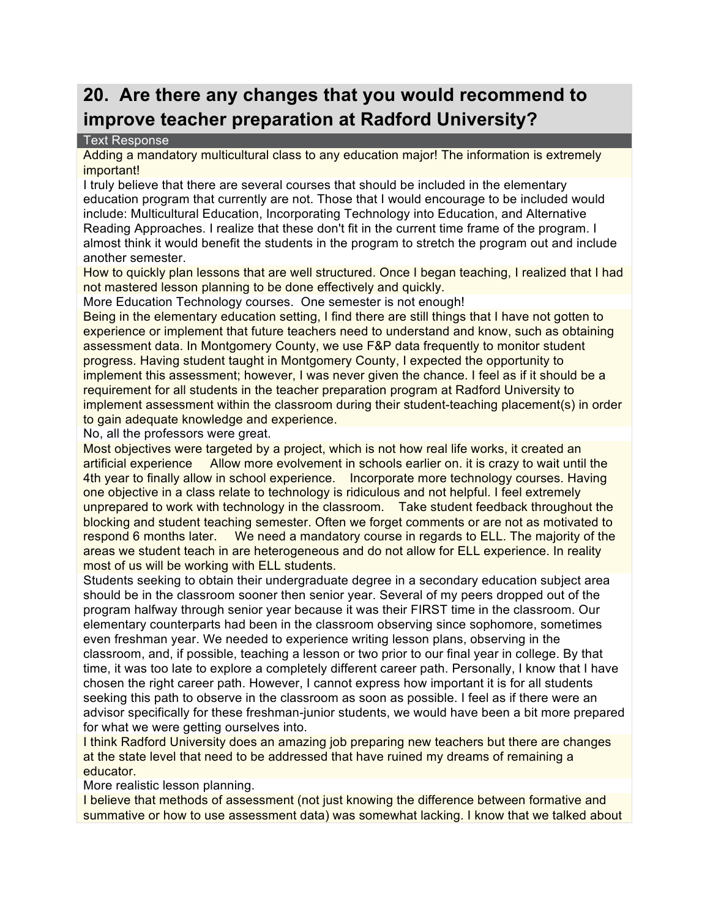## 20. Are there any changes that you would recommend to improve teacher preparation at Radford University?

| Text Response |
| --- |
| Adding a mandatory multicultural class to any education major! The information is extremely important! |
| I truly believe that there are several courses that should be included in the elementary education program that currently are not. Those that I would encourage to be included would include: Multicultural Education, Incorporating Technology into Education, and Alternative Reading Approaches. I realize that these don't fit in the current time frame of the program. I almost think it would benefit the students in the program to stretch the program out and include another semester. |
| How to quickly plan lessons that are well structured. Once I began teaching, I realized that I had not mastered lesson planning to be done effectively and quickly. |
| More Education Technology courses. One semester is not enough! |
| Being in the elementary education setting, I find there are still things that I have not gotten to experience or implement that future teachers need to understand and know, such as obtaining assessment data. In Montgomery County, we use F&P data frequently to monitor student progress. Having student taught in Montgomery County, I expected the opportunity to implement this assessment; however, I was never given the chance. I feel as if it should be a requirement for all students in the teacher preparation program at Radford University to implement assessment within the classroom during their student-teaching placement(s) in order to gain adequate knowledge and experience. |
| No, all the professors were great. |
| Most objectives were targeted by a project, which is not how real life works, it created an artificial experience Allow more evolvement in schools earlier on. it is crazy to wait until the 4th year to finally allow in school experience. Incorporate more technology courses. Having one objective in a class relate to technology is ridiculous and not helpful. I feel extremely unprepared to work with technology in the classroom. Take student feedback throughout the blocking and student teaching semester. Often we forget comments or are not as motivated to respond 6 months later. We need a mandatory course in regards to ELL. The majority of the areas we student teach in are heterogeneous and do not allow for ELL experience. In reality most of us will be working with ELL students. |
| Students seeking to obtain their undergraduate degree in a secondary education subject area should be in the classroom sooner then senior year. Several of my peers dropped out of the program halfway through senior year because it was their FIRST time in the classroom. Our elementary counterparts had been in the classroom observing since sophomore, sometimes even freshman year. We needed to experience writing lesson plans, observing in the classroom, and, if possible, teaching a lesson or two prior to our final year in college. By that time, it was too late to explore a completely different career path. Personally, I know that I have chosen the right career path. However, I cannot express how important it is for all students seeking this path to observe in the classroom as soon as possible. I feel as if there were an advisor specifically for these freshman-junior students, we would have been a bit more prepared for what we were getting ourselves into. |
| I think Radford University does an amazing job preparing new teachers but there are changes at the state level that need to be addressed that have ruined my dreams of remaining a educator. |
| More realistic lesson planning. |
| I believe that methods of assessment (not just knowing the difference between formative and summative or how to use assessment data) was somewhat lacking. I know that we talked about |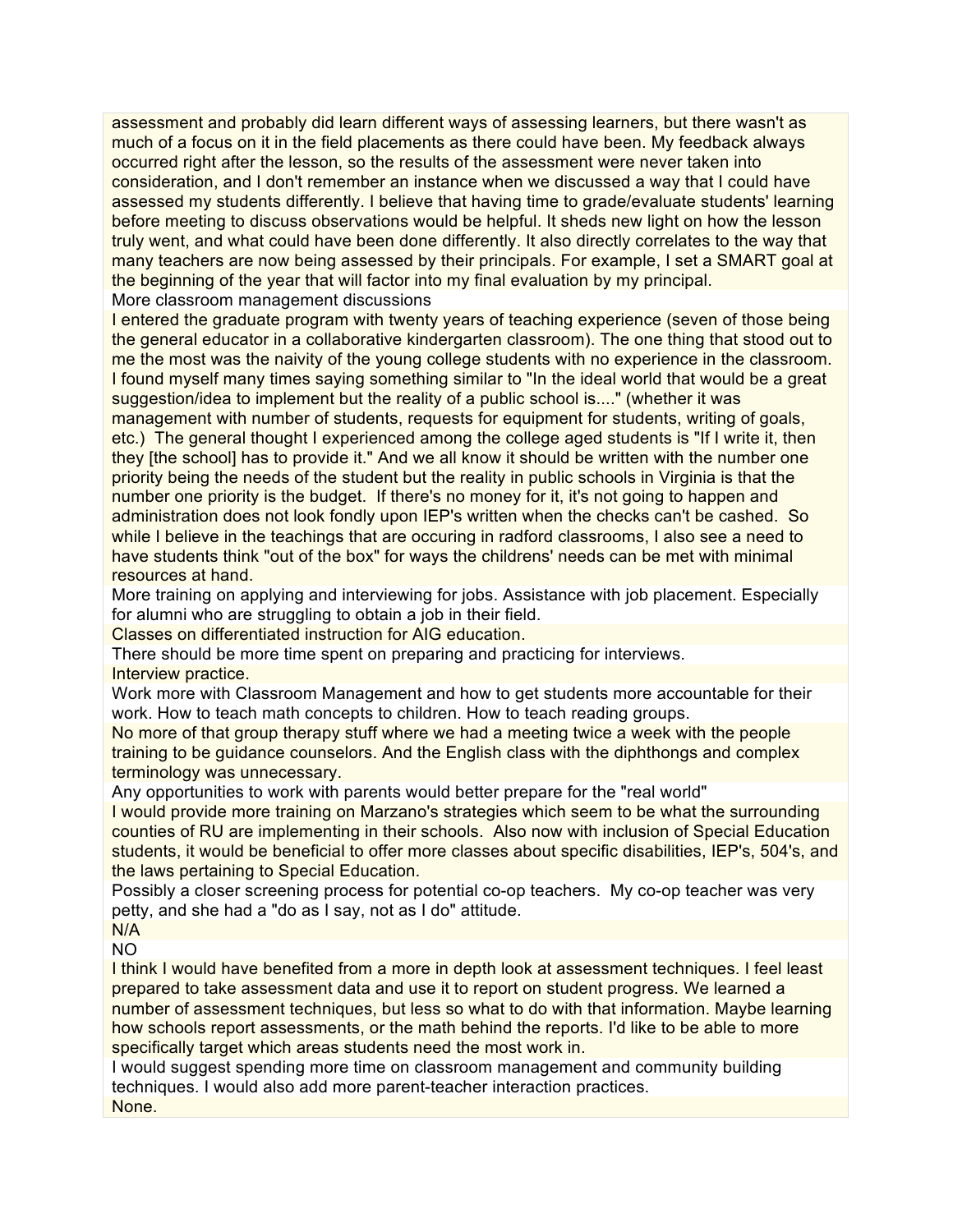assessment and probably did learn different ways of assessing learners, but there wasn't as much of a focus on it in the field placements as there could have been. My feedback always occurred right after the lesson, so the results of the assessment were never taken into consideration, and I don't remember an instance when we discussed a way that I could have assessed my students differently. I believe that having time to grade/evaluate students' learning before meeting to discuss observations would be helpful. It sheds new light on how the lesson truly went, and what could have been done differently. It also directly correlates to the way that many teachers are now being assessed by their principals. For example, I set a SMART goal at the beginning of the year that will factor into my final evaluation by my principal.

More classroom management discussions

I entered the graduate program with twenty years of teaching experience (seven of those being the general educator in a collaborative kindergarten classroom). The one thing that stood out to me the most was the naivity of the young college students with no experience in the classroom. I found myself many times saying something similar to "In the ideal world that would be a great suggestion/idea to implement but the reality of a public school is...." (whether it was management with number of students, requests for equipment for students, writing of goals, etc.) The general thought I experienced among the college aged students is "If I write it, then they [the school] has to provide it." And we all know it should be written with the number one priority being the needs of the student but the reality in public schools in Virginia is that the number one priority is the budget. If there's no money for it, it's not going to happen and administration does not look fondly upon IEP's written when the checks can't be cashed. So while I believe in the teachings that are occuring in radford classrooms, I also see a need to have students think "out of the box" for ways the childrens' needs can be met with minimal resources at hand.

More training on applying and interviewing for jobs. Assistance with job placement. Especially for alumni who are struggling to obtain a job in their field.

Classes on differentiated instruction for AIG education.

There should be more time spent on preparing and practicing for interviews.

Interview practice.

Work more with Classroom Management and how to get students more accountable for their work. How to teach math concepts to children. How to teach reading groups.

No more of that group therapy stuff where we had a meeting twice a week with the people training to be guidance counselors. And the English class with the dipthongs and complex terminology was unnecessary.

Any opportunities to work with parents would better prepare for the "real world"

I would provide more training on Marzano's strategies which seem to be what the surrounding counties of RU are implementing in their schools. Also now with inclusion of Special Education students, it would be beneficial to offer more classes about specific disabilities, IEP's, 504's, and the laws pertaining to Special Education.

Possibly a closer screening process for potential co-op teachers. My co-op teacher was very petty, and she had a "do as I say, not as I do" attitude.

N/A

NO

I think I would have benefited from a more in depth look at assessment techniques. I feel least prepared to take assessment data and use it to report on student progress. We learned a number of assessment techniques, but less so what to do with that information. Maybe learning how schools report assessments, or the math behind the reports. I'd like to be able to more specifically target which areas students need the most work in.

I would suggest spending more time on classroom management and community building techniques. I would also add more parent-teacher interaction practices.

None.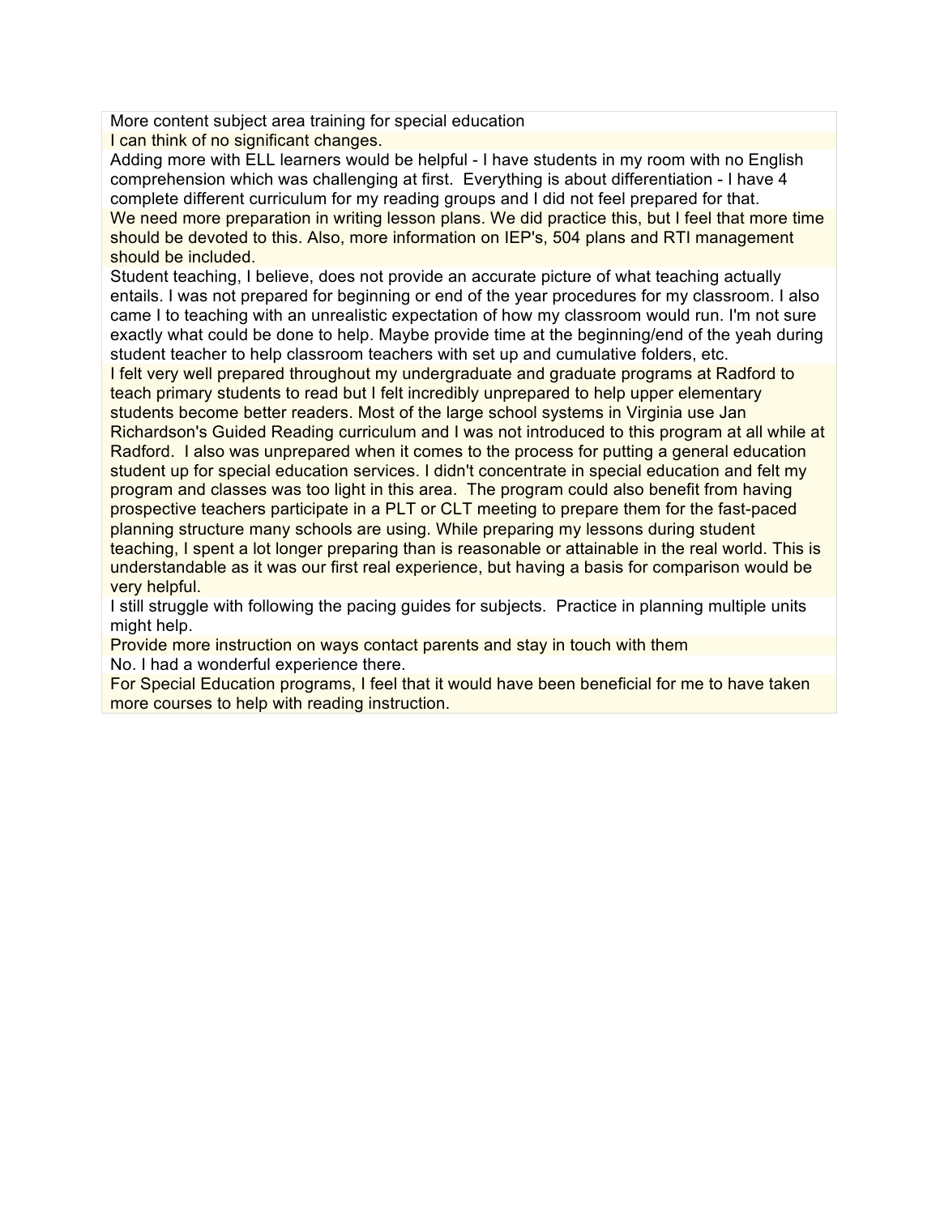| |
|---|
| More content subject area training for special education |
| I can think of no significant changes. |
| Adding more with ELL learners would be helpful - I have students in my room with no English comprehension which was challenging at first. Everything is about differentiation - I have 4 complete different curriculum for my reading groups and I did not feel prepared for that. |
| We need more preparation in writing lesson plans. We did practice this, but I feel that more time should be devoted to this. Also, more information on IEP's, 504 plans and RTI management should be included. |
| Student teaching, I believe, does not provide an accurate picture of what teaching actually entails. I was not prepared for beginning or end of the year procedures for my classroom. I also came I to teaching with an unrealistic expectation of how my classroom would run. I'm not sure exactly what could be done to help. Maybe provide time at the beginning/end of the yeah during student teacher to help classroom teachers with set up and cumulative folders, etc. |
| I felt very well prepared throughout my undergraduate and graduate programs at Radford to teach primary students to read but I felt incredibly unprepared to help upper elementary students become better readers. Most of the large school systems in Virginia use Jan Richardson's Guided Reading curriculum and I was not introduced to this program at all while at Radford. I also was unprepared when it comes to the process for putting a general education student up for special education services. I didn't concentrate in special education and felt my program and classes was too light in this area. The program could also benefit from having prospective teachers participate in a PLT or CLT meeting to prepare them for the fast-paced planning structure many schools are using. While preparing my lessons during student teaching, I spent a lot longer preparing than is reasonable or attainable in the real world. This is understandable as it was our first real experience, but having a basis for comparison would be very helpful. |
| I still struggle with following the pacing guides for subjects. Practice in planning multiple units might help. |
| Provide more instruction on ways contact parents and stay in touch with them |
| No. I had a wonderful experience there. |
| For Special Education programs, I feel that it would have been beneficial for me to have taken more courses to help with reading instruction. |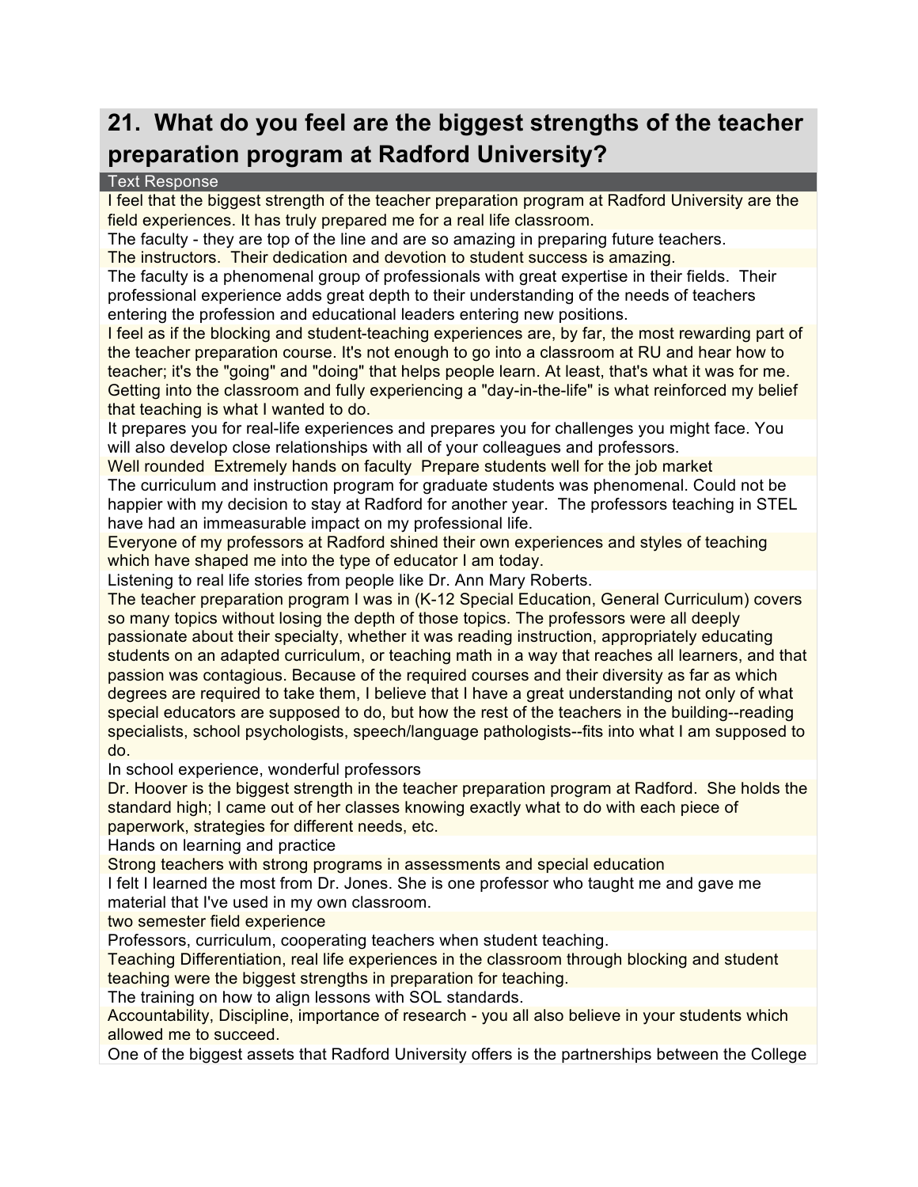## 21. What do you feel are the biggest strengths of the teacher preparation program at Radford University?

| Text Response |
|---|
| I feel that the biggest strength of the teacher preparation program at Radford University are the field experiences. It has truly prepared me for a real life classroom. |
| The faculty - they are top of the line and are so amazing in preparing future teachers. |
| The instructors. Their dedication and devotion to student success is amazing. |
| The faculty is a phenomenal group of professionals with great expertise in their fields. Their professional experience adds great depth to their understanding of the needs of teachers entering the profession and educational leaders entering new positions. |
| I feel as if the blocking and student-teaching experiences are, by far, the most rewarding part of the teacher preparation course. It's not enough to go into a classroom at RU and hear how to teacher; it's the "going" and "doing" that helps people learn. At least, that's what it was for me. Getting into the classroom and fully experiencing a "day-in-the-life" is what reinforced my belief that teaching is what I wanted to do. |
| It prepares you for real-life experiences and prepares you for challenges you might face. You will also develop close relationships with all of your colleagues and professors. |
| Well rounded Extremely hands on faculty Prepare students well for the job market |
| The curriculum and instruction program for graduate students was phenomenal. Could not be happier with my decision to stay at Radford for another year. The professors teaching in STEL have had an immeasurable impact on my professional life. |
| Everyone of my professors at Radford shined their own experiences and styles of teaching which have shaped me into the type of educator I am today. |
| Listening to real life stories from people like Dr. Ann Mary Roberts. |
| The teacher preparation program I was in (K-12 Special Education, General Curriculum) covers so many topics without losing the depth of those topics. The professors were all deeply passionate about their specialty, whether it was reading instruction, appropriately educating students on an adapted curriculum, or teaching math in a way that reaches all learners, and that passion was contagious. Because of the required courses and their diversity as far as which degrees are required to take them, I believe that I have a great understanding not only of what special educators are supposed to do, but how the rest of the teachers in the building--reading specialists, school psychologists, speech/language pathologists--fits into what I am supposed to do. |
| In school experience, wonderful professors |
| Dr. Hoover is the biggest strength in the teacher preparation program at Radford. She holds the standard high; I came out of her classes knowing exactly what to do with each piece of paperwork, strategies for different needs, etc. |
| Hands on learning and practice |
| Strong teachers with strong programs in assessments and special education |
| I felt I learned the most from Dr. Jones. She is one professor who taught me and gave me material that I've used in my own classroom. |
| two semester field experience |
| Professors, curriculum, cooperating teachers when student teaching. |
| Teaching Differentiation, real life experiences in the classroom through blocking and student teaching were the biggest strengths in preparation for teaching. |
| The training on how to align lessons with SOL standards. |
| Accountability, Discipline, importance of research - you all also believe in your students which allowed me to succeed. |
| One of the biggest assets that Radford University offers is the partnerships between the College |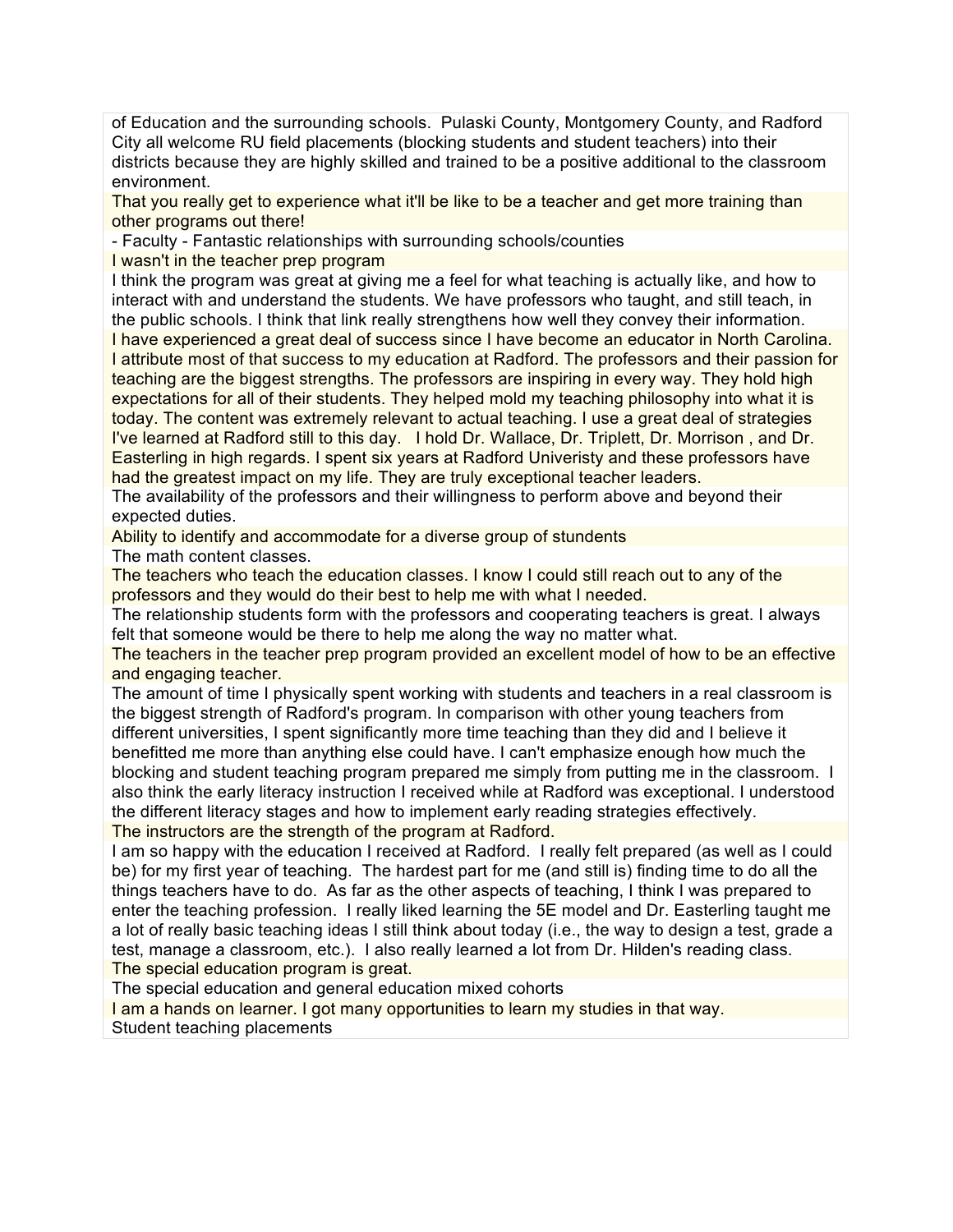of Education and the surrounding schools. Pulaski County, Montgomery County, and Radford City all welcome RU field placements (blocking students and student teachers) into their districts because they are highly skilled and trained to be a positive additional to the classroom environment.

That you really get to experience what it'll be like to be a teacher and get more training than other programs out there!

- Faculty - Fantastic relationships with surrounding schools/counties

I wasn't in the teacher prep program

I think the program was great at giving me a feel for what teaching is actually like, and how to interact with and understand the students. We have professors who taught, and still teach, in the public schools. I think that link really strengthens how well they convey their information.

I have experienced a great deal of success since I have become an educator in North Carolina. I attribute most of that success to my education at Radford. The professors and their passion for teaching are the biggest strengths. The professors are inspiring in every way. They hold high expectations for all of their students. They helped mold my teaching philosophy into what it is today. The content was extremely relevant to actual teaching. I use a great deal of strategies I've learned at Radford still to this day. I hold Dr. Wallace, Dr. Triplett, Dr. Morrison , and Dr. Easterling in high regards. I spent six years at Radford Univeristy and these professors have had the greatest impact on my life. They are truly exceptional teacher leaders.

The availability of the professors and their willingness to perform above and beyond their expected duties.

Ability to identify and accommodate for a diverse group of stundents

The math content classes.

The teachers who teach the education classes. I know I could still reach out to any of the professors and they would do their best to help me with what I needed.

The relationship students form with the professors and cooperating teachers is great. I always felt that someone would be there to help me along the way no matter what.

The teachers in the teacher prep program provided an excellent model of how to be an effective and engaging teacher.

The amount of time I physically spent working with students and teachers in a real classroom is the biggest strength of Radford's program. In comparison with other young teachers from different universities, I spent significantly more time teaching than they did and I believe it benefitted me more than anything else could have. I can't emphasize enough how much the blocking and student teaching program prepared me simply from putting me in the classroom. I also think the early literacy instruction I received while at Radford was exceptional. I understood the different literacy stages and how to implement early reading strategies effectively.

The instructors are the strength of the program at Radford.

I am so happy with the education I received at Radford. I really felt prepared (as well as I could be) for my first year of teaching. The hardest part for me (and still is) finding time to do all the things teachers have to do. As far as the other aspects of teaching, I think I was prepared to enter the teaching profession. I really liked learning the 5E model and Dr. Easterling taught me a lot of really basic teaching ideas I still think about today (i.e., the way to design a test, grade a test, manage a classroom, etc.). I also really learned a lot from Dr. Hilden's reading class.

The special education program is great.

The special education and general education mixed cohorts

I am a hands on learner. I got many opportunities to learn my studies in that way.

Student teaching placements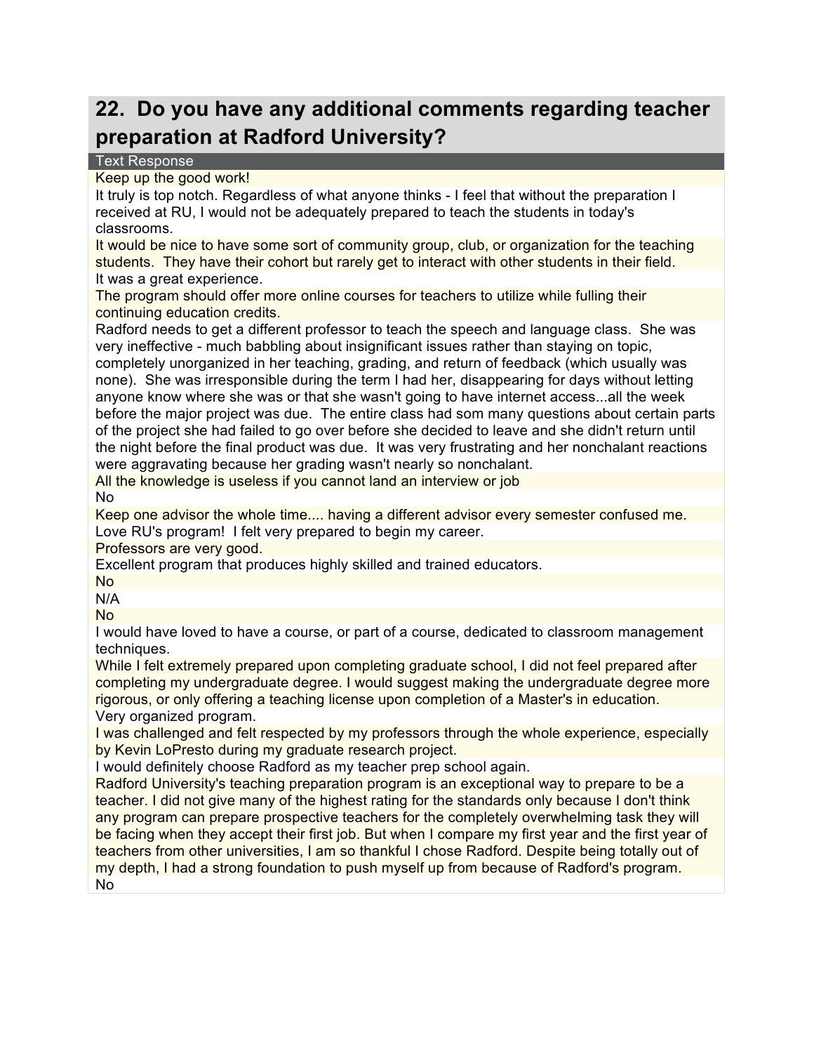## 22. Do you have any additional comments regarding teacher preparation at Radford University?

| Text Response |
|---|
| Keep up the good work! |
| It truly is top notch. Regardless of what anyone thinks - I feel that without the preparation I received at RU, I would not be adequately prepared to teach the students in today's classrooms. |
| It would be nice to have some sort of community group, club, or organization for the teaching students. They have their cohort but rarely get to interact with other students in their field. |
| It was a great experience. |
| The program should offer more online courses for teachers to utilize while fulling their continuing education credits. |
| Radford needs to get a different professor to teach the speech and language class. She was very ineffective - much babbling about insignificant issues rather than staying on topic, completely unorganized in her teaching, grading, and return of feedback (which usually was none). She was irresponsible during the term I had her, disappearing for days without letting anyone know where she was or that she wasn't going to have internet access...all the week before the major project was due. The entire class had som many questions about certain parts of the project she had failed to go over before she decided to leave and she didn't return until the night before the final product was due. It was very frustrating and her nonchalant reactions were aggravating because her grading wasn't nearly so nonchalant. |
| All the knowledge is useless if you cannot land an interview or job |
| No |
| Keep one advisor the whole time.... having a different advisor every semester confused me. |
| Love RU's program! I felt very prepared to begin my career. |
| Professors are very good. |
| Excellent program that produces highly skilled and trained educators. |
| No |
| N/A |
| No |
| I would have loved to have a course, or part of a course, dedicated to classroom management techniques. |
| While I felt extremely prepared upon completing graduate school, I did not feel prepared after completing my undergraduate degree. I would suggest making the undergraduate degree more rigorous, or only offering a teaching license upon completion of a Master's in education. |
| Very organized program. |
| I was challenged and felt respected by my professors through the whole experience, especially by Kevin LoPresto during my graduate research project. |
| I would definitely choose Radford as my teacher prep school again. |
| Radford University's teaching preparation program is an exceptional way to prepare to be a teacher. I did not give many of the highest rating for the standards only because I don't think any program can prepare prospective teachers for the completely overwhelming task they will be facing when they accept their first job. But when I compare my first year and the first year of teachers from other universities, I am so thankful I chose Radford. Despite being totally out of my depth, I had a strong foundation to push myself up from because of Radford's program. |
| No |